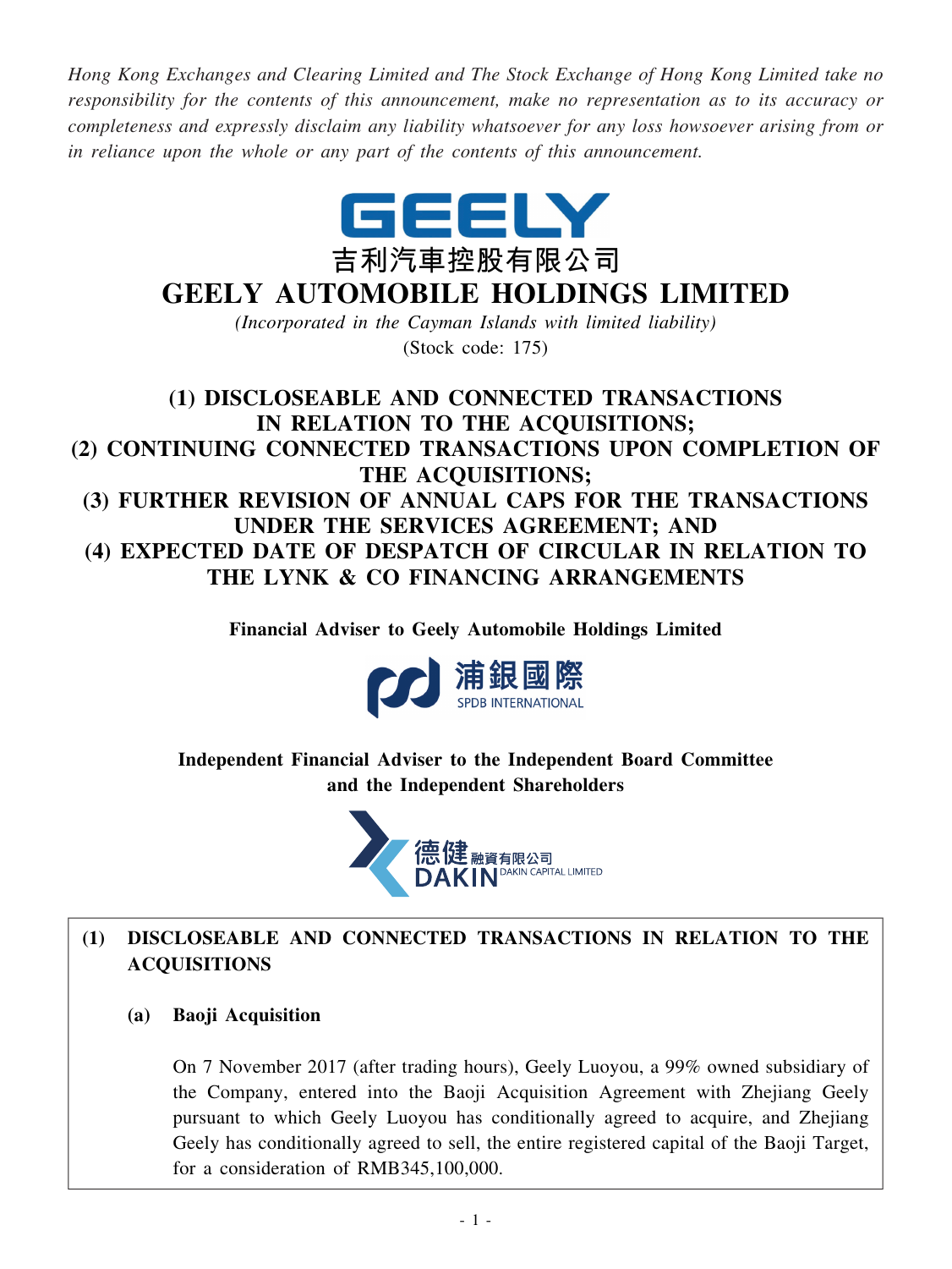*Hong Kong Exchanges and Clearing Limited and The Stock Exchange of Hong Kong Limited take no responsibility for the contents of this announcement, make no representation as to its accuracy or completeness and expressly disclaim any liability whatsoever for any loss howsoever arising from or in reliance upon the whole or any part of the contents of this announcement.*

GEELY

吉利汽車控股有限公司

# GEELY AUTOMOBILE HOLDINGS LIMITED

*(Incorporated in the Cayman Islands with limited liability)*

(Stock code: 175)

## (1) DISCLOSEABLE AND CONNECTED TRANSACTIONS IN RELATION TO THE ACQUISITIONS; (2) CONTINUING CONNECTED TRANSACTIONS UPON COMPLETION OF THE ACQUISITIONS; (3) FURTHER REVISION OF ANNUAL CAPS FOR THE TRANSACTIONS UNDER THE SERVICES AGREEMENT; AND (4) EXPECTED DATE OF DESPATCH OF CIRCULAR IN RELATION TO THE LYNK & CO FINANCING ARRANGEMENTS

**Financial Adviser to Geely Automobile Holdings Limited**

浦銀國際 SPDB INTERNATIONAL

**Independent Financial Adviser to the Independent Board Committee and the Independent Shareholders**

德健融資有限公司 DAKIN CAPITAL LIMITED

### (1) DISCLOSEABLE AND CONNECTED TRANSACTIONS IN RELATION TO THE ACQUISITIONS

#### (a) Baoji Acquisition

On 7 November 2017 (after trading hours), Geely Luoyou, a 99% owned subsidiary of the Company, entered into the Baoji Acquisition Agreement with Zhejiang Geely pursuant to which Geely Luoyou has conditionally agreed to acquire, and Zhejiang Geely has conditionally agreed to sell, the entire registered capital of the Baoji Target, for a consideration of RMB345,100,000.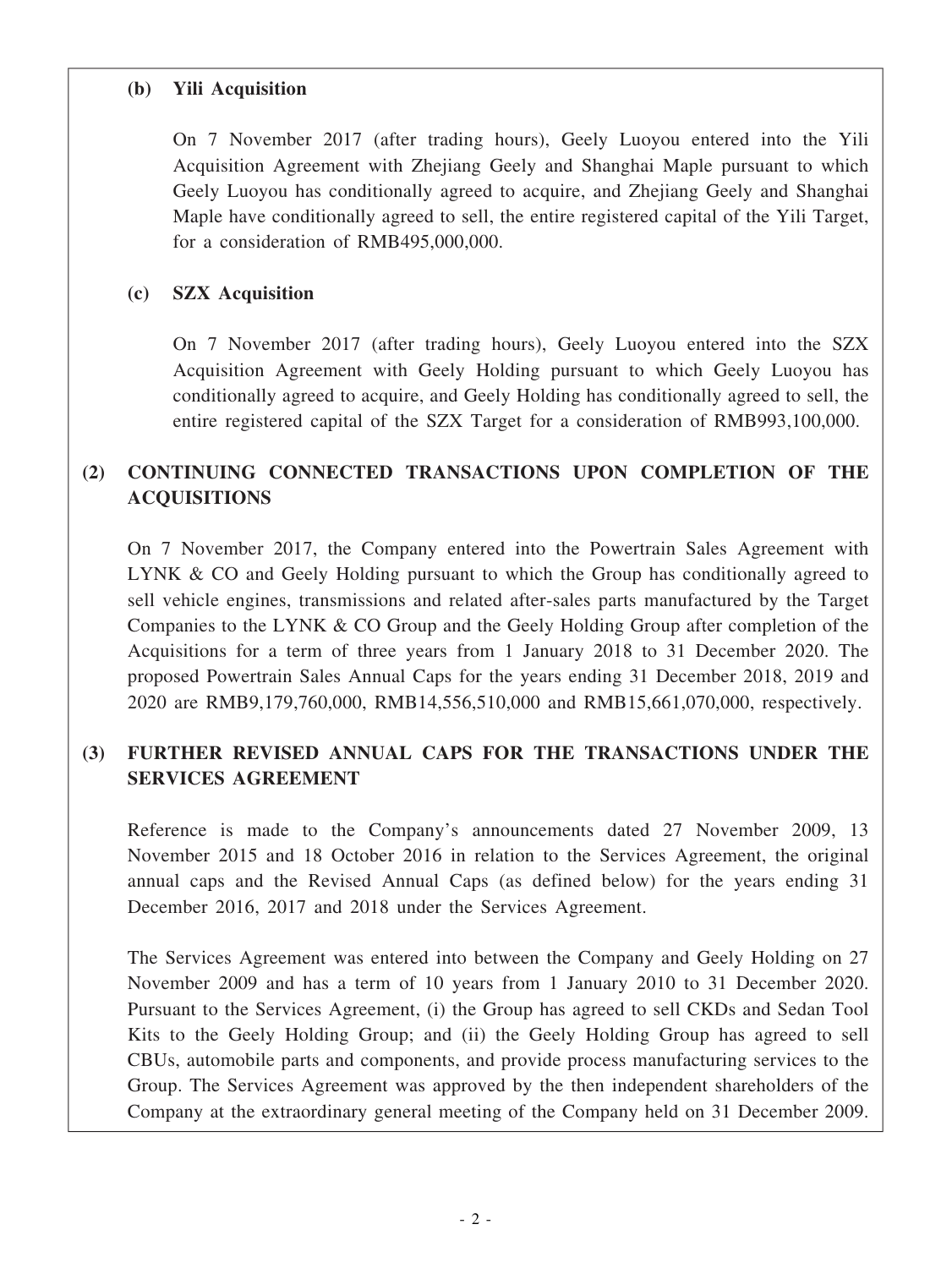**(b) Yili Acquisition**

On 7 November 2017 (after trading hours), Geely Luoyou entered into the Yili Acquisition Agreement with Zhejiang Geely and Shanghai Maple pursuant to which Geely Luoyou has conditionally agreed to acquire, and Zhejiang Geely and Shanghai Maple have conditionally agreed to sell, the entire registered capital of the Yili Target, for a consideration of RMB495,000,000.

**(c) SZX Acquisition**

On 7 November 2017 (after trading hours), Geely Luoyou entered into the SZX Acquisition Agreement with Geely Holding pursuant to which Geely Luoyou has conditionally agreed to acquire, and Geely Holding has conditionally agreed to sell, the entire registered capital of the SZX Target for a consideration of RMB993,100,000.

## (2) CONTINUING CONNECTED TRANSACTIONS UPON COMPLETION OF THE ACQUISITIONS

On 7 November 2017, the Company entered into the Powertrain Sales Agreement with LYNK & CO and Geely Holding pursuant to which the Group has conditionally agreed to sell vehicle engines, transmissions and related after-sales parts manufactured by the Target Companies to the LYNK & CO Group and the Geely Holding Group after completion of the Acquisitions for a term of three years from 1 January 2018 to 31 December 2020. The proposed Powertrain Sales Annual Caps for the years ending 31 December 2018, 2019 and 2020 are RMB9,179,760,000, RMB14,556,510,000 and RMB15,661,070,000, respectively.

## (3) FURTHER REVISED ANNUAL CAPS FOR THE TRANSACTIONS UNDER THE SERVICES AGREEMENT

Reference is made to the Company's announcements dated 27 November 2009, 13 November 2015 and 18 October 2016 in relation to the Services Agreement, the original annual caps and the Revised Annual Caps (as defined below) for the years ending 31 December 2016, 2017 and 2018 under the Services Agreement.

The Services Agreement was entered into between the Company and Geely Holding on 27 November 2009 and has a term of 10 years from 1 January 2010 to 31 December 2020. Pursuant to the Services Agreement, (i) the Group has agreed to sell CKDs and Sedan Tool Kits to the Geely Holding Group; and (ii) the Geely Holding Group has agreed to sell CBUs, automobile parts and components, and provide process manufacturing services to the Group. The Services Agreement was approved by the then independent shareholders of the Company at the extraordinary general meeting of the Company held on 31 December 2009.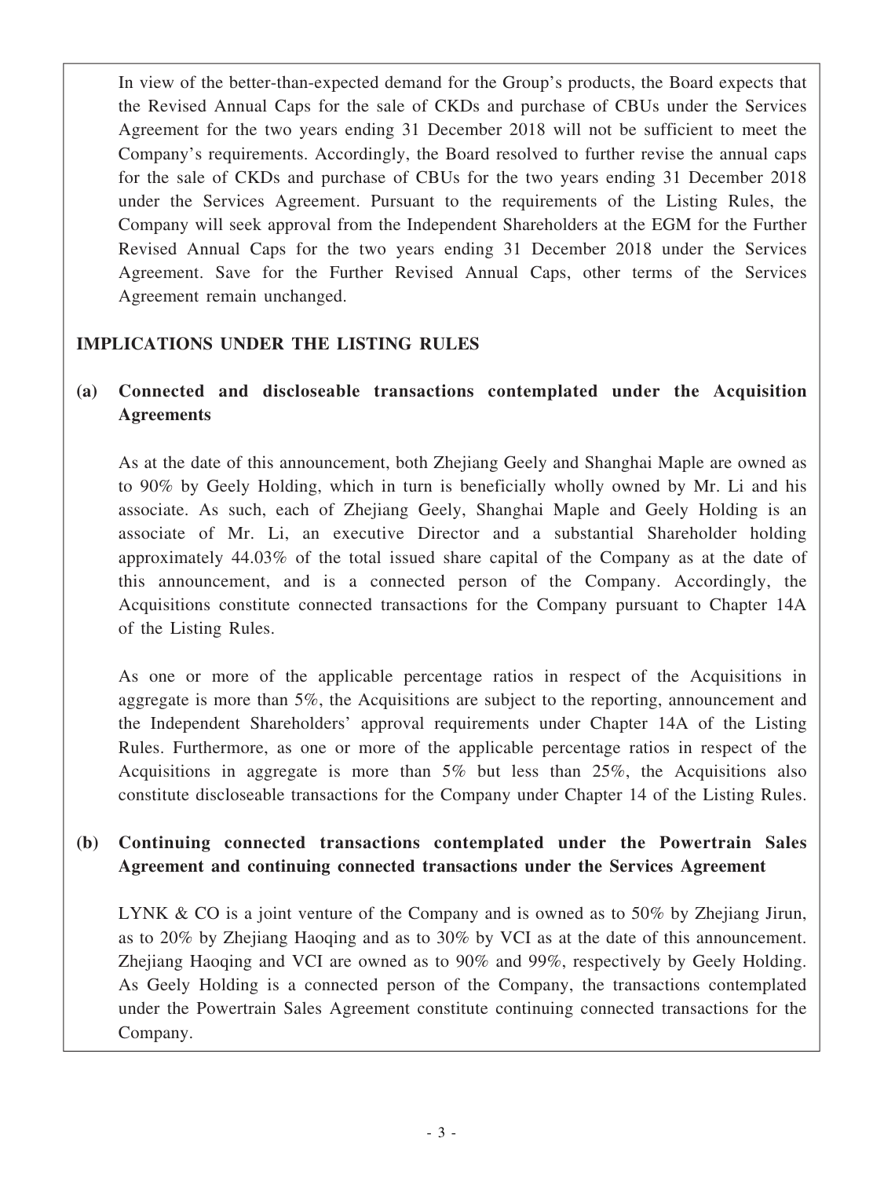In view of the better-than-expected demand for the Group's products, the Board expects that the Revised Annual Caps for the sale of CKDs and purchase of CBUs under the Services Agreement for the two years ending 31 December 2018 will not be sufficient to meet the Company's requirements. Accordingly, the Board resolved to further revise the annual caps for the sale of CKDs and purchase of CBUs for the two years ending 31 December 2018 under the Services Agreement. Pursuant to the requirements of the Listing Rules, the Company will seek approval from the Independent Shareholders at the EGM for the Further Revised Annual Caps for the two years ending 31 December 2018 under the Services Agreement. Save for the Further Revised Annual Caps, other terms of the Services Agreement remain unchanged.

## IMPLICATIONS UNDER THE LISTING RULES

### (a) Connected and discloseable transactions contemplated under the Acquisition Agreements

As at the date of this announcement, both Zhejiang Geely and Shanghai Maple are owned as to 90% by Geely Holding, which in turn is beneficially wholly owned by Mr. Li and his associate. As such, each of Zhejiang Geely, Shanghai Maple and Geely Holding is an associate of Mr. Li, an executive Director and a substantial Shareholder holding approximately 44.03% of the total issued share capital of the Company as at the date of this announcement, and is a connected person of the Company. Accordingly, the Acquisitions constitute connected transactions for the Company pursuant to Chapter 14A of the Listing Rules.

As one or more of the applicable percentage ratios in respect of the Acquisitions in aggregate is more than 5%, the Acquisitions are subject to the reporting, announcement and the Independent Shareholders' approval requirements under Chapter 14A of the Listing Rules. Furthermore, as one or more of the applicable percentage ratios in respect of the Acquisitions in aggregate is more than 5% but less than 25%, the Acquisitions also constitute discloseable transactions for the Company under Chapter 14 of the Listing Rules.

### (b) Continuing connected transactions contemplated under the Powertrain Sales Agreement and continuing connected transactions under the Services Agreement

LYNK & CO is a joint venture of the Company and is owned as to 50% by Zhejiang Jirun, as to 20% by Zhejiang Haoqing and as to 30% by VCI as at the date of this announcement. Zhejiang Haoqing and VCI are owned as to 90% and 99%, respectively by Geely Holding. As Geely Holding is a connected person of the Company, the transactions contemplated under the Powertrain Sales Agreement constitute continuing connected transactions for the Company.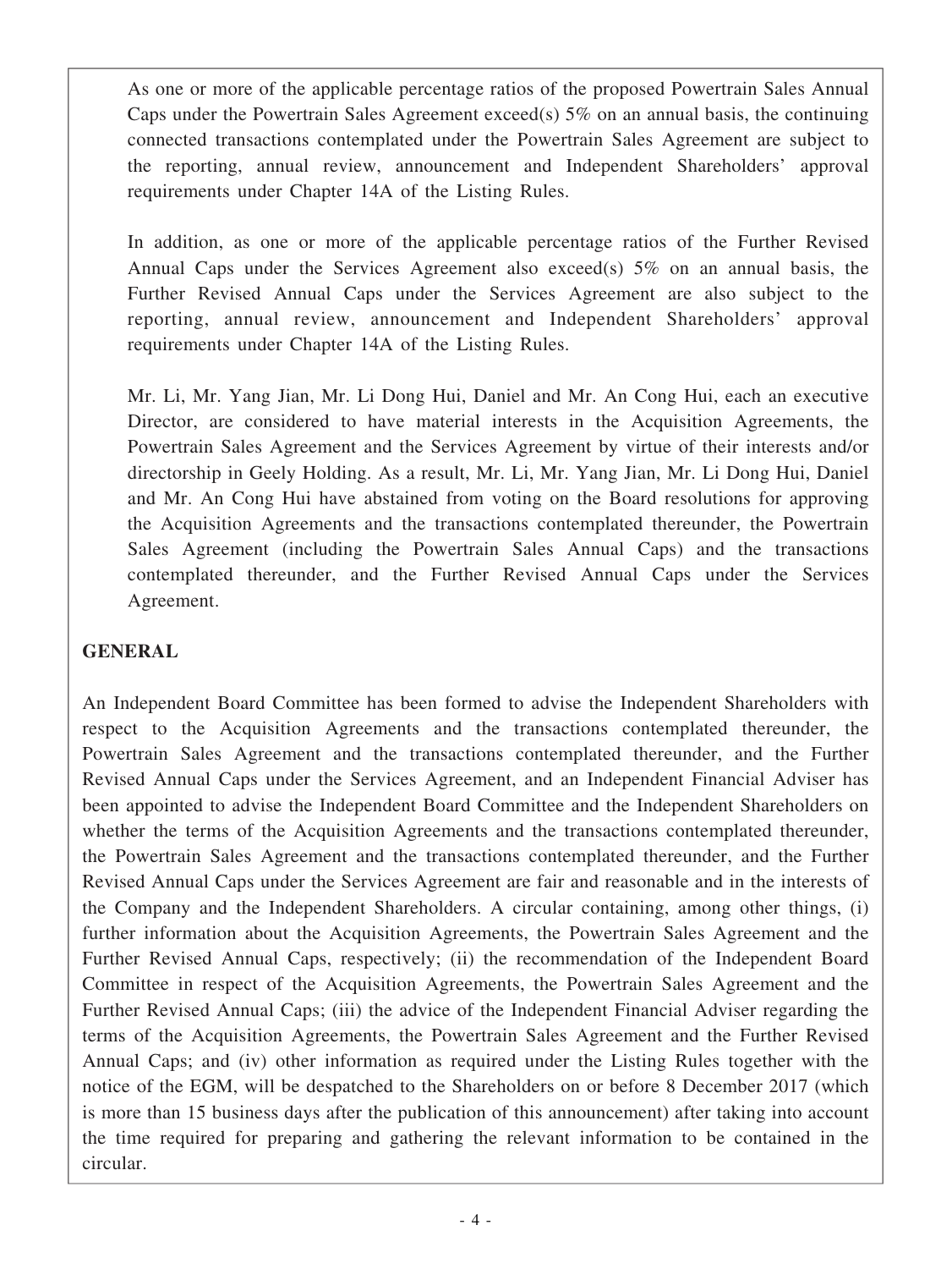As one or more of the applicable percentage ratios of the proposed Powertrain Sales Annual Caps under the Powertrain Sales Agreement exceed(s) 5% on an annual basis, the continuing connected transactions contemplated under the Powertrain Sales Agreement are subject to the reporting, annual review, announcement and Independent Shareholders' approval requirements under Chapter 14A of the Listing Rules.

In addition, as one or more of the applicable percentage ratios of the Further Revised Annual Caps under the Services Agreement also exceed(s) 5% on an annual basis, the Further Revised Annual Caps under the Services Agreement are also subject to the reporting, annual review, announcement and Independent Shareholders' approval requirements under Chapter 14A of the Listing Rules.

Mr. Li, Mr. Yang Jian, Mr. Li Dong Hui, Daniel and Mr. An Cong Hui, each an executive Director, are considered to have material interests in the Acquisition Agreements, the Powertrain Sales Agreement and the Services Agreement by virtue of their interests and/or directorship in Geely Holding. As a result, Mr. Li, Mr. Yang Jian, Mr. Li Dong Hui, Daniel and Mr. An Cong Hui have abstained from voting on the Board resolutions for approving the Acquisition Agreements and the transactions contemplated thereunder, the Powertrain Sales Agreement (including the Powertrain Sales Annual Caps) and the transactions contemplated thereunder, and the Further Revised Annual Caps under the Services Agreement.

## GENERAL

An Independent Board Committee has been formed to advise the Independent Shareholders with respect to the Acquisition Agreements and the transactions contemplated thereunder, the Powertrain Sales Agreement and the transactions contemplated thereunder, and the Further Revised Annual Caps under the Services Agreement, and an Independent Financial Adviser has been appointed to advise the Independent Board Committee and the Independent Shareholders on whether the terms of the Acquisition Agreements and the transactions contemplated thereunder, the Powertrain Sales Agreement and the transactions contemplated thereunder, and the Further Revised Annual Caps under the Services Agreement are fair and reasonable and in the interests of the Company and the Independent Shareholders. A circular containing, among other things, (i) further information about the Acquisition Agreements, the Powertrain Sales Agreement and the Further Revised Annual Caps, respectively; (ii) the recommendation of the Independent Board Committee in respect of the Acquisition Agreements, the Powertrain Sales Agreement and the Further Revised Annual Caps; (iii) the advice of the Independent Financial Adviser regarding the terms of the Acquisition Agreements, the Powertrain Sales Agreement and the Further Revised Annual Caps; and (iv) other information as required under the Listing Rules together with the notice of the EGM, will be despatched to the Shareholders on or before 8 December 2017 (which is more than 15 business days after the publication of this announcement) after taking into account the time required for preparing and gathering the relevant information to be contained in the circular.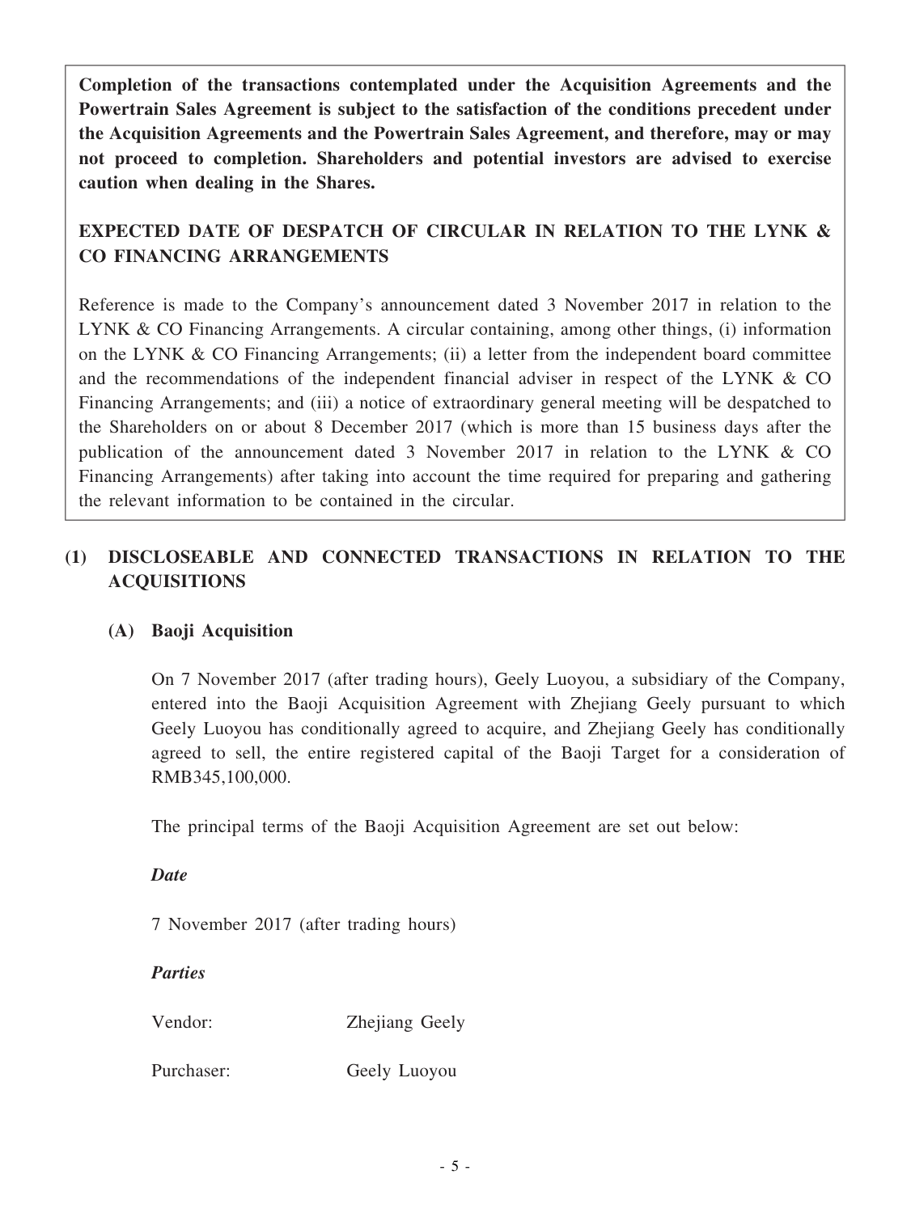**Completion of the transactions contemplated under the Acquisition Agreements and the Powertrain Sales Agreement is subject to the satisfaction of the conditions precedent under the Acquisition Agreements and the Powertrain Sales Agreement, and therefore, may or may not proceed to completion. Shareholders and potential investors are advised to exercise caution when dealing in the Shares.**

**EXPECTED DATE OF DESPATCH OF CIRCULAR IN RELATION TO THE LYNK & CO FINANCING ARRANGEMENTS**

Reference is made to the Company's announcement dated 3 November 2017 in relation to the LYNK & CO Financing Arrangements. A circular containing, among other things, (i) information on the LYNK & CO Financing Arrangements; (ii) a letter from the independent board committee and the recommendations of the independent financial adviser in respect of the LYNK & CO Financing Arrangements; and (iii) a notice of extraordinary general meeting will be despatched to the Shareholders on or about 8 December 2017 (which is more than 15 business days after the publication of the announcement dated 3 November 2017 in relation to the LYNK & CO Financing Arrangements) after taking into account the time required for preparing and gathering the relevant information to be contained in the circular.

## (1) DISCLOSEABLE AND CONNECTED TRANSACTIONS IN RELATION TO THE ACQUISITIONS

### (A) Baoji Acquisition

On 7 November 2017 (after trading hours), Geely Luoyou, a subsidiary of the Company, entered into the Baoji Acquisition Agreement with Zhejiang Geely pursuant to which Geely Luoyou has conditionally agreed to acquire, and Zhejiang Geely has conditionally agreed to sell, the entire registered capital of the Baoji Target for a consideration of RMB345,100,000.

The principal terms of the Baoji Acquisition Agreement are set out below:

***Date***

7 November 2017 (after trading hours)

***Parties***

Vendor: Zhejiang Geely

Purchaser: Geely Luoyou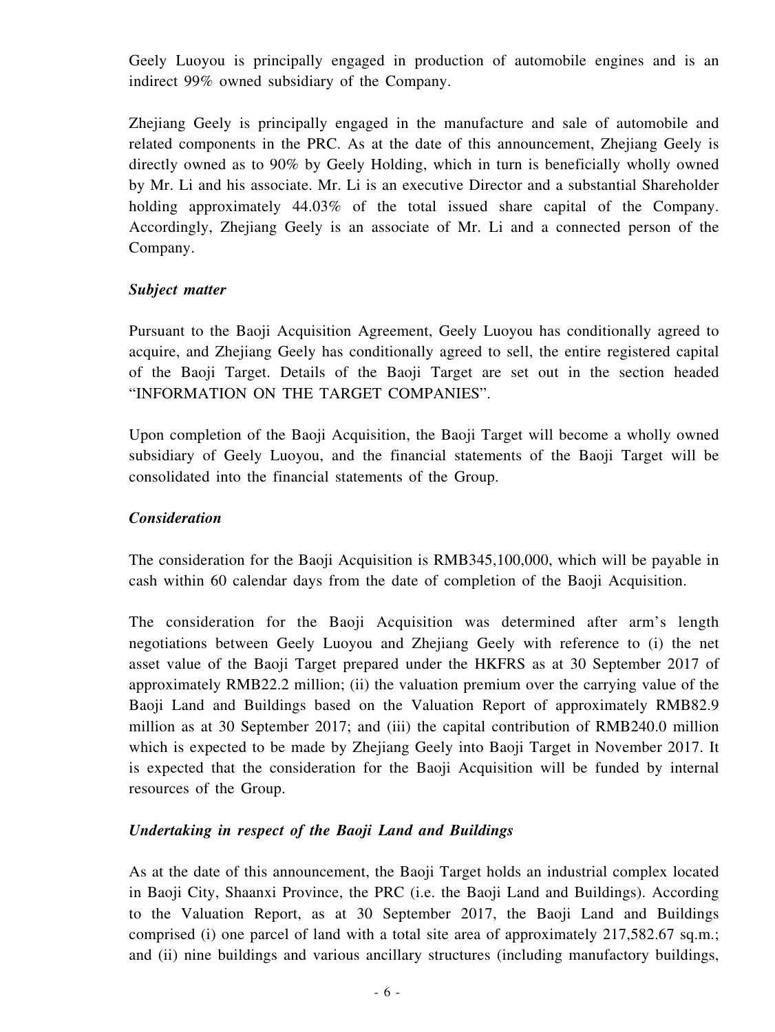Geely Luoyou is principally engaged in production of automobile engines and is an indirect 99% owned subsidiary of the Company.

Zhejiang Geely is principally engaged in the manufacture and sale of automobile and related components in the PRC. As at the date of this announcement, Zhejiang Geely is directly owned as to 90% by Geely Holding, which in turn is beneficially wholly owned by Mr. Li and his associate. Mr. Li is an executive Director and a substantial Shareholder holding approximately 44.03% of the total issued share capital of the Company. Accordingly, Zhejiang Geely is an associate of Mr. Li and a connected person of the Company.

***Subject matter***

Pursuant to the Baoji Acquisition Agreement, Geely Luoyou has conditionally agreed to acquire, and Zhejiang Geely has conditionally agreed to sell, the entire registered capital of the Baoji Target. Details of the Baoji Target are set out in the section headed "INFORMATION ON THE TARGET COMPANIES".

Upon completion of the Baoji Acquisition, the Baoji Target will become a wholly owned subsidiary of Geely Luoyou, and the financial statements of the Baoji Target will be consolidated into the financial statements of the Group.

***Consideration***

The consideration for the Baoji Acquisition is RMB345,100,000, which will be payable in cash within 60 calendar days from the date of completion of the Baoji Acquisition.

The consideration for the Baoji Acquisition was determined after arm's length negotiations between Geely Luoyou and Zhejiang Geely with reference to (i) the net asset value of the Baoji Target prepared under the HKFRS as at 30 September 2017 of approximately RMB22.2 million; (ii) the valuation premium over the carrying value of the Baoji Land and Buildings based on the Valuation Report of approximately RMB82.9 million as at 30 September 2017; and (iii) the capital contribution of RMB240.0 million which is expected to be made by Zhejiang Geely into Baoji Target in November 2017. It is expected that the consideration for the Baoji Acquisition will be funded by internal resources of the Group.

***Undertaking in respect of the Baoji Land and Buildings***

As at the date of this announcement, the Baoji Target holds an industrial complex located in Baoji City, Shaanxi Province, the PRC (i.e. the Baoji Land and Buildings). According to the Valuation Report, as at 30 September 2017, the Baoji Land and Buildings comprised (i) one parcel of land with a total site area of approximately 217,582.67 sq.m.; and (ii) nine buildings and various ancillary structures (including manufactory buildings,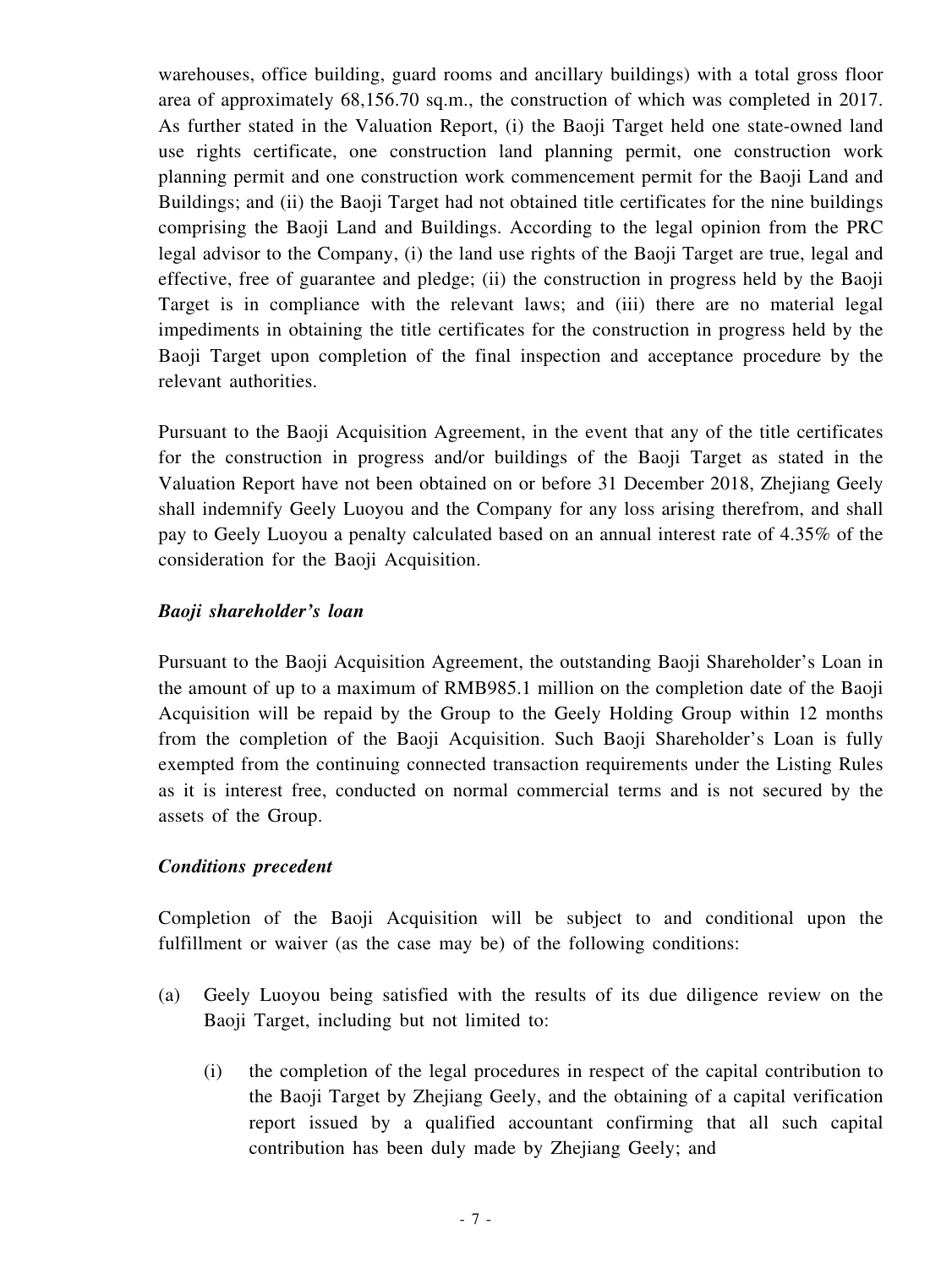warehouses, office building, guard rooms and ancillary buildings) with a total gross floor area of approximately 68,156.70 sq.m., the construction of which was completed in 2017. As further stated in the Valuation Report, (i) the Baoji Target held one state-owned land use rights certificate, one construction land planning permit, one construction work planning permit and one construction work commencement permit for the Baoji Land and Buildings; and (ii) the Baoji Target had not obtained title certificates for the nine buildings comprising the Baoji Land and Buildings. According to the legal opinion from the PRC legal advisor to the Company, (i) the land use rights of the Baoji Target are true, legal and effective, free of guarantee and pledge; (ii) the construction in progress held by the Baoji Target is in compliance with the relevant laws; and (iii) there are no material legal impediments in obtaining the title certificates for the construction in progress held by the Baoji Target upon completion of the final inspection and acceptance procedure by the relevant authorities.

Pursuant to the Baoji Acquisition Agreement, in the event that any of the title certificates for the construction in progress and/or buildings of the Baoji Target as stated in the Valuation Report have not been obtained on or before 31 December 2018, Zhejiang Geely shall indemnify Geely Luoyou and the Company for any loss arising therefrom, and shall pay to Geely Luoyou a penalty calculated based on an annual interest rate of 4.35% of the consideration for the Baoji Acquisition.

***Baoji shareholder's loan***

Pursuant to the Baoji Acquisition Agreement, the outstanding Baoji Shareholder's Loan in the amount of up to a maximum of RMB985.1 million on the completion date of the Baoji Acquisition will be repaid by the Group to the Geely Holding Group within 12 months from the completion of the Baoji Acquisition. Such Baoji Shareholder's Loan is fully exempted from the continuing connected transaction requirements under the Listing Rules as it is interest free, conducted on normal commercial terms and is not secured by the assets of the Group.

***Conditions precedent***

Completion of the Baoji Acquisition will be subject to and conditional upon the fulfillment or waiver (as the case may be) of the following conditions:

(a) Geely Luoyou being satisfied with the results of its due diligence review on the Baoji Target, including but not limited to:

   (i) the completion of the legal procedures in respect of the capital contribution to the Baoji Target by Zhejiang Geely, and the obtaining of a capital verification report issued by a qualified accountant confirming that all such capital contribution has been duly made by Zhejiang Geely; and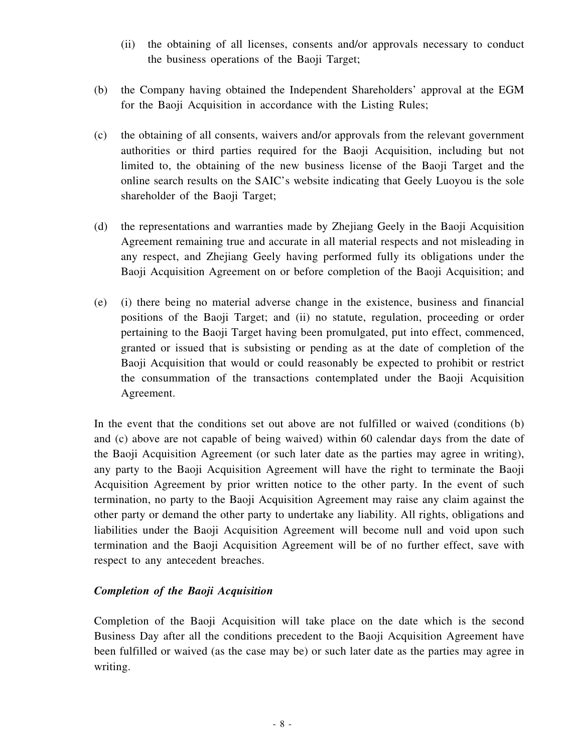(ii) the obtaining of all licenses, consents and/or approvals necessary to conduct the business operations of the Baoji Target;

(b) the Company having obtained the Independent Shareholders' approval at the EGM for the Baoji Acquisition in accordance with the Listing Rules;

(c) the obtaining of all consents, waivers and/or approvals from the relevant government authorities or third parties required for the Baoji Acquisition, including but not limited to, the obtaining of the new business license of the Baoji Target and the online search results on the SAIC's website indicating that Geely Luoyou is the sole shareholder of the Baoji Target;

(d) the representations and warranties made by Zhejiang Geely in the Baoji Acquisition Agreement remaining true and accurate in all material respects and not misleading in any respect, and Zhejiang Geely having performed fully its obligations under the Baoji Acquisition Agreement on or before completion of the Baoji Acquisition; and

(e) (i) there being no material adverse change in the existence, business and financial positions of the Baoji Target; and (ii) no statute, regulation, proceeding or order pertaining to the Baoji Target having been promulgated, put into effect, commenced, granted or issued that is subsisting or pending as at the date of completion of the Baoji Acquisition that would or could reasonably be expected to prohibit or restrict the consummation of the transactions contemplated under the Baoji Acquisition Agreement.

In the event that the conditions set out above are not fulfilled or waived (conditions (b) and (c) above are not capable of being waived) within 60 calendar days from the date of the Baoji Acquisition Agreement (or such later date as the parties may agree in writing), any party to the Baoji Acquisition Agreement will have the right to terminate the Baoji Acquisition Agreement by prior written notice to the other party. In the event of such termination, no party to the Baoji Acquisition Agreement may raise any claim against the other party or demand the other party to undertake any liability. All rights, obligations and liabilities under the Baoji Acquisition Agreement will become null and void upon such termination and the Baoji Acquisition Agreement will be of no further effect, save with respect to any antecedent breaches.

***Completion of the Baoji Acquisition***

Completion of the Baoji Acquisition will take place on the date which is the second Business Day after all the conditions precedent to the Baoji Acquisition Agreement have been fulfilled or waived (as the case may be) or such later date as the parties may agree in writing.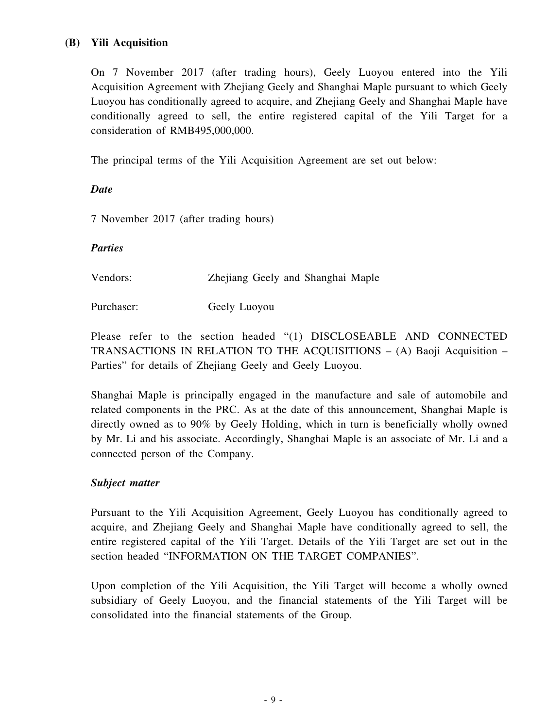### (B) Yili Acquisition

On 7 November 2017 (after trading hours), Geely Luoyou entered into the Yili Acquisition Agreement with Zhejiang Geely and Shanghai Maple pursuant to which Geely Luoyou has conditionally agreed to acquire, and Zhejiang Geely and Shanghai Maple have conditionally agreed to sell, the entire registered capital of the Yili Target for a consideration of RMB495,000,000.

The principal terms of the Yili Acquisition Agreement are set out below:

***Date***

7 November 2017 (after trading hours)

***Parties***

Vendors: Zhejiang Geely and Shanghai Maple

Purchaser: Geely Luoyou

Please refer to the section headed "(1) DISCLOSEABLE AND CONNECTED TRANSACTIONS IN RELATION TO THE ACQUISITIONS – (A) Baoji Acquisition – Parties" for details of Zhejiang Geely and Geely Luoyou.

Shanghai Maple is principally engaged in the manufacture and sale of automobile and related components in the PRC. As at the date of this announcement, Shanghai Maple is directly owned as to 90% by Geely Holding, which in turn is beneficially wholly owned by Mr. Li and his associate. Accordingly, Shanghai Maple is an associate of Mr. Li and a connected person of the Company.

***Subject matter***

Pursuant to the Yili Acquisition Agreement, Geely Luoyou has conditionally agreed to acquire, and Zhejiang Geely and Shanghai Maple have conditionally agreed to sell, the entire registered capital of the Yili Target. Details of the Yili Target are set out in the section headed "INFORMATION ON THE TARGET COMPANIES".

Upon completion of the Yili Acquisition, the Yili Target will become a wholly owned subsidiary of Geely Luoyou, and the financial statements of the Yili Target will be consolidated into the financial statements of the Group.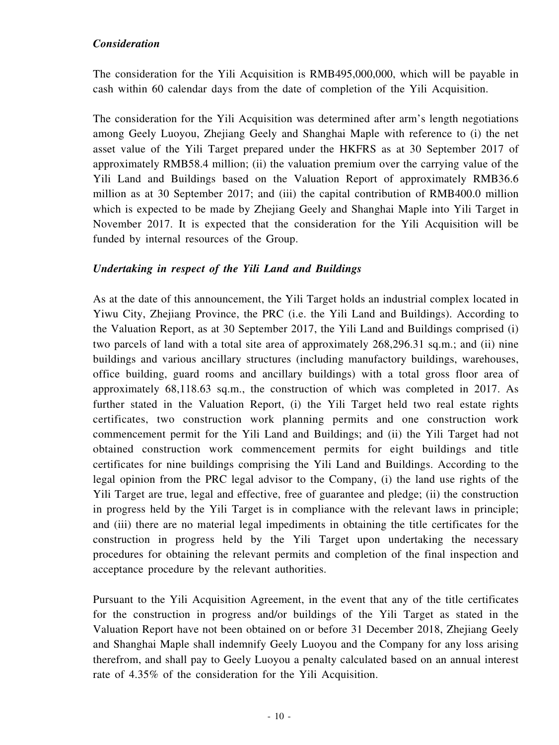*Consideration*

The consideration for the Yili Acquisition is RMB495,000,000, which will be payable in cash within 60 calendar days from the date of completion of the Yili Acquisition.

The consideration for the Yili Acquisition was determined after arm's length negotiations among Geely Luoyou, Zhejiang Geely and Shanghai Maple with reference to (i) the net asset value of the Yili Target prepared under the HKFRS as at 30 September 2017 of approximately RMB58.4 million; (ii) the valuation premium over the carrying value of the Yili Land and Buildings based on the Valuation Report of approximately RMB36.6 million as at 30 September 2017; and (iii) the capital contribution of RMB400.0 million which is expected to be made by Zhejiang Geely and Shanghai Maple into Yili Target in November 2017. It is expected that the consideration for the Yili Acquisition will be funded by internal resources of the Group.

*Undertaking in respect of the Yili Land and Buildings*

As at the date of this announcement, the Yili Target holds an industrial complex located in Yiwu City, Zhejiang Province, the PRC (i.e. the Yili Land and Buildings). According to the Valuation Report, as at 30 September 2017, the Yili Land and Buildings comprised (i) two parcels of land with a total site area of approximately 268,296.31 sq.m.; and (ii) nine buildings and various ancillary structures (including manufactory buildings, warehouses, office building, guard rooms and ancillary buildings) with a total gross floor area of approximately 68,118.63 sq.m., the construction of which was completed in 2017. As further stated in the Valuation Report, (i) the Yili Target held two real estate rights certificates, two construction work planning permits and one construction work commencement permit for the Yili Land and Buildings; and (ii) the Yili Target had not obtained construction work commencement permits for eight buildings and title certificates for nine buildings comprising the Yili Land and Buildings. According to the legal opinion from the PRC legal advisor to the Company, (i) the land use rights of the Yili Target are true, legal and effective, free of guarantee and pledge; (ii) the construction in progress held by the Yili Target is in compliance with the relevant laws in principle; and (iii) there are no material legal impediments in obtaining the title certificates for the construction in progress held by the Yili Target upon undertaking the necessary procedures for obtaining the relevant permits and completion of the final inspection and acceptance procedure by the relevant authorities.

Pursuant to the Yili Acquisition Agreement, in the event that any of the title certificates for the construction in progress and/or buildings of the Yili Target as stated in the Valuation Report have not been obtained on or before 31 December 2018, Zhejiang Geely and Shanghai Maple shall indemnify Geely Luoyou and the Company for any loss arising therefrom, and shall pay to Geely Luoyou a penalty calculated based on an annual interest rate of 4.35% of the consideration for the Yili Acquisition.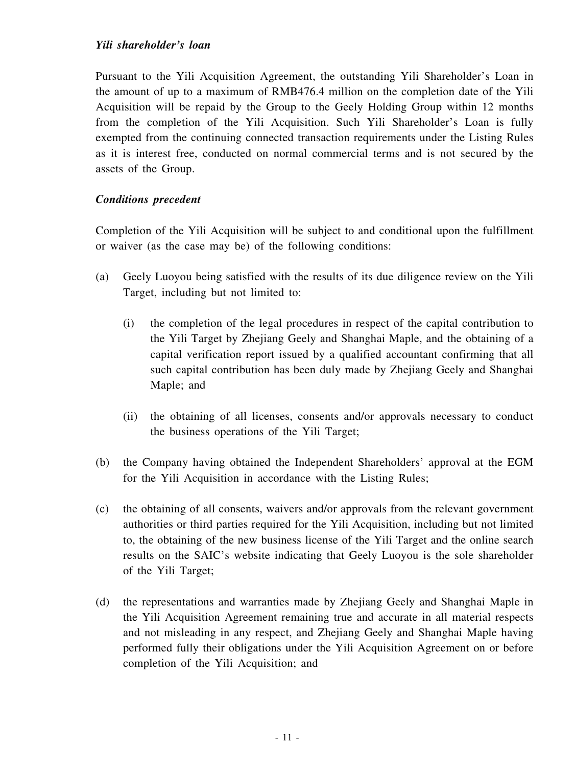***Yili shareholder's loan***

Pursuant to the Yili Acquisition Agreement, the outstanding Yili Shareholder's Loan in the amount of up to a maximum of RMB476.4 million on the completion date of the Yili Acquisition will be repaid by the Group to the Geely Holding Group within 12 months from the completion of the Yili Acquisition. Such Yili Shareholder's Loan is fully exempted from the continuing connected transaction requirements under the Listing Rules as it is interest free, conducted on normal commercial terms and is not secured by the assets of the Group.

***Conditions precedent***

Completion of the Yili Acquisition will be subject to and conditional upon the fulfillment or waiver (as the case may be) of the following conditions:

(a) Geely Luoyou being satisfied with the results of its due diligence review on the Yili Target, including but not limited to:

 (i) the completion of the legal procedures in respect of the capital contribution to the Yili Target by Zhejiang Geely and Shanghai Maple, and the obtaining of a capital verification report issued by a qualified accountant confirming that all such capital contribution has been duly made by Zhejiang Geely and Shanghai Maple; and

 (ii) the obtaining of all licenses, consents and/or approvals necessary to conduct the business operations of the Yili Target;

(b) the Company having obtained the Independent Shareholders' approval at the EGM for the Yili Acquisition in accordance with the Listing Rules;

(c) the obtaining of all consents, waivers and/or approvals from the relevant government authorities or third parties required for the Yili Acquisition, including but not limited to, the obtaining of the new business license of the Yili Target and the online search results on the SAIC's website indicating that Geely Luoyou is the sole shareholder of the Yili Target;

(d) the representations and warranties made by Zhejiang Geely and Shanghai Maple in the Yili Acquisition Agreement remaining true and accurate in all material respects and not misleading in any respect, and Zhejiang Geely and Shanghai Maple having performed fully their obligations under the Yili Acquisition Agreement on or before completion of the Yili Acquisition; and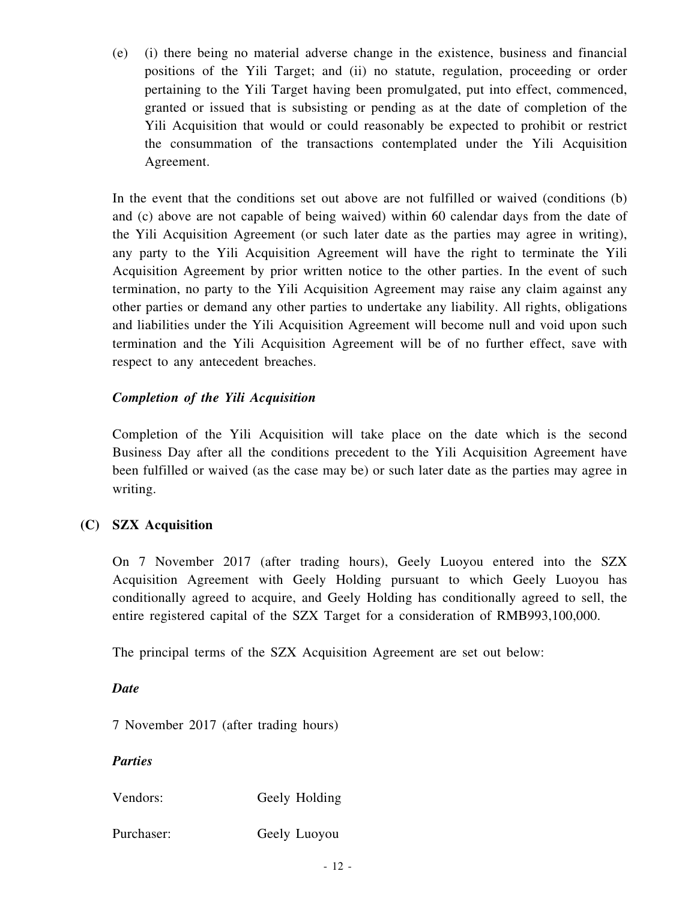(e) (i) there being no material adverse change in the existence, business and financial positions of the Yili Target; and (ii) no statute, regulation, proceeding or order pertaining to the Yili Target having been promulgated, put into effect, commenced, granted or issued that is subsisting or pending as at the date of completion of the Yili Acquisition that would or could reasonably be expected to prohibit or restrict the consummation of the transactions contemplated under the Yili Acquisition Agreement.

In the event that the conditions set out above are not fulfilled or waived (conditions (b) and (c) above are not capable of being waived) within 60 calendar days from the date of the Yili Acquisition Agreement (or such later date as the parties may agree in writing), any party to the Yili Acquisition Agreement will have the right to terminate the Yili Acquisition Agreement by prior written notice to the other parties. In the event of such termination, no party to the Yili Acquisition Agreement may raise any claim against any other parties or demand any other parties to undertake any liability. All rights, obligations and liabilities under the Yili Acquisition Agreement will become null and void upon such termination and the Yili Acquisition Agreement will be of no further effect, save with respect to any antecedent breaches.

*Completion of the Yili Acquisition*

Completion of the Yili Acquisition will take place on the date which is the second Business Day after all the conditions precedent to the Yili Acquisition Agreement have been fulfilled or waived (as the case may be) or such later date as the parties may agree in writing.

**(C) SZX Acquisition**

On 7 November 2017 (after trading hours), Geely Luoyou entered into the SZX Acquisition Agreement with Geely Holding pursuant to which Geely Luoyou has conditionally agreed to acquire, and Geely Holding has conditionally agreed to sell, the entire registered capital of the SZX Target for a consideration of RMB993,100,000.

The principal terms of the SZX Acquisition Agreement are set out below:

*Date*

7 November 2017 (after trading hours)

*Parties*

Vendors: Geely Holding

Purchaser: Geely Luoyou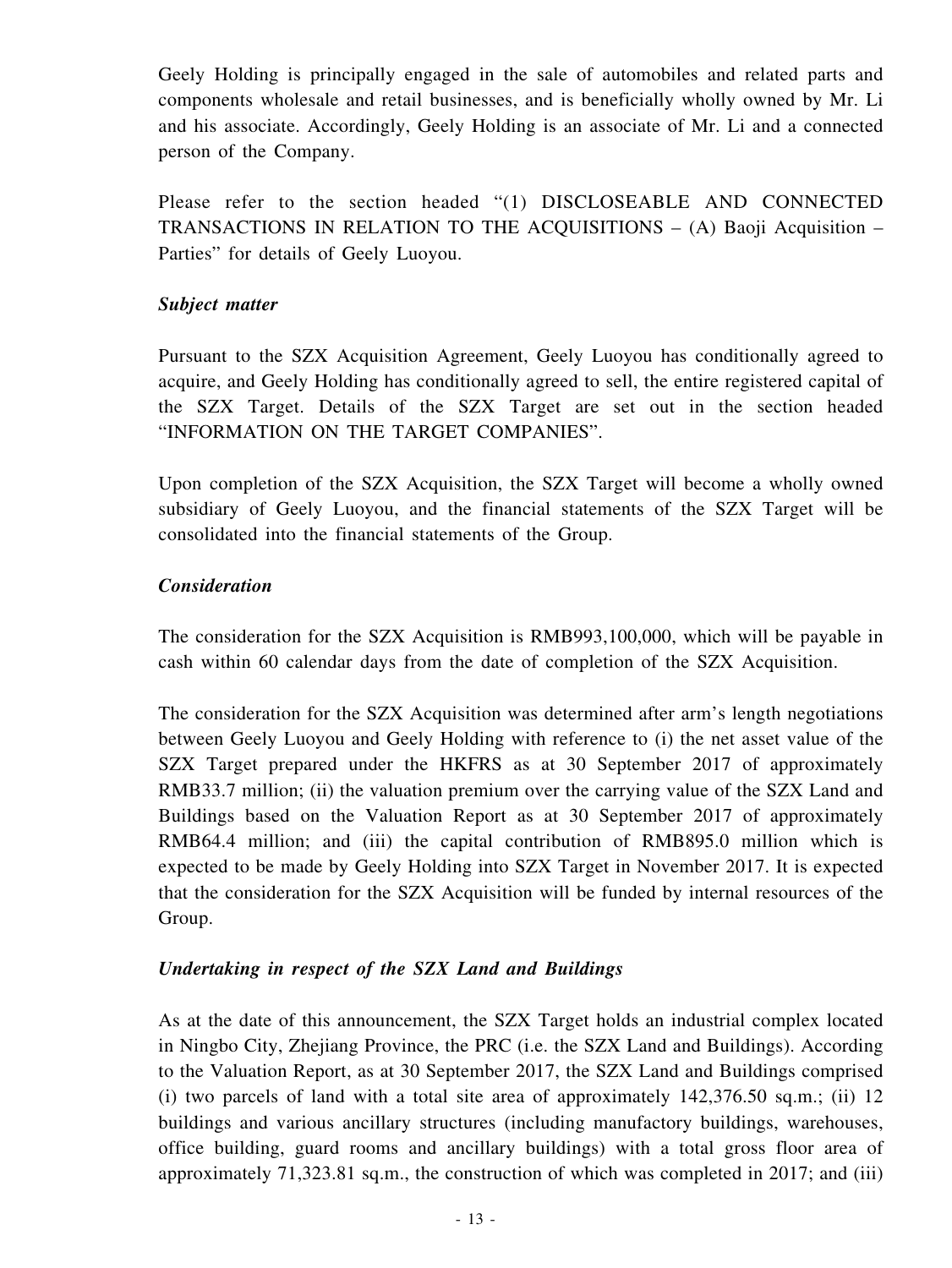Geely Holding is principally engaged in the sale of automobiles and related parts and components wholesale and retail businesses, and is beneficially wholly owned by Mr. Li and his associate. Accordingly, Geely Holding is an associate of Mr. Li and a connected person of the Company.

Please refer to the section headed "(1) DISCLOSEABLE AND CONNECTED TRANSACTIONS IN RELATION TO THE ACQUISITIONS – (A) Baoji Acquisition – Parties" for details of Geely Luoyou.

***Subject matter***

Pursuant to the SZX Acquisition Agreement, Geely Luoyou has conditionally agreed to acquire, and Geely Holding has conditionally agreed to sell, the entire registered capital of the SZX Target. Details of the SZX Target are set out in the section headed "INFORMATION ON THE TARGET COMPANIES".

Upon completion of the SZX Acquisition, the SZX Target will become a wholly owned subsidiary of Geely Luoyou, and the financial statements of the SZX Target will be consolidated into the financial statements of the Group.

***Consideration***

The consideration for the SZX Acquisition is RMB993,100,000, which will be payable in cash within 60 calendar days from the date of completion of the SZX Acquisition.

The consideration for the SZX Acquisition was determined after arm's length negotiations between Geely Luoyou and Geely Holding with reference to (i) the net asset value of the SZX Target prepared under the HKFRS as at 30 September 2017 of approximately RMB33.7 million; (ii) the valuation premium over the carrying value of the SZX Land and Buildings based on the Valuation Report as at 30 September 2017 of approximately RMB64.4 million; and (iii) the capital contribution of RMB895.0 million which is expected to be made by Geely Holding into SZX Target in November 2017. It is expected that the consideration for the SZX Acquisition will be funded by internal resources of the Group.

***Undertaking in respect of the SZX Land and Buildings***

As at the date of this announcement, the SZX Target holds an industrial complex located in Ningbo City, Zhejiang Province, the PRC (i.e. the SZX Land and Buildings). According to the Valuation Report, as at 30 September 2017, the SZX Land and Buildings comprised (i) two parcels of land with a total site area of approximately 142,376.50 sq.m.; (ii) 12 buildings and various ancillary structures (including manufactory buildings, warehouses, office building, guard rooms and ancillary buildings) with a total gross floor area of approximately 71,323.81 sq.m., the construction of which was completed in 2017; and (iii)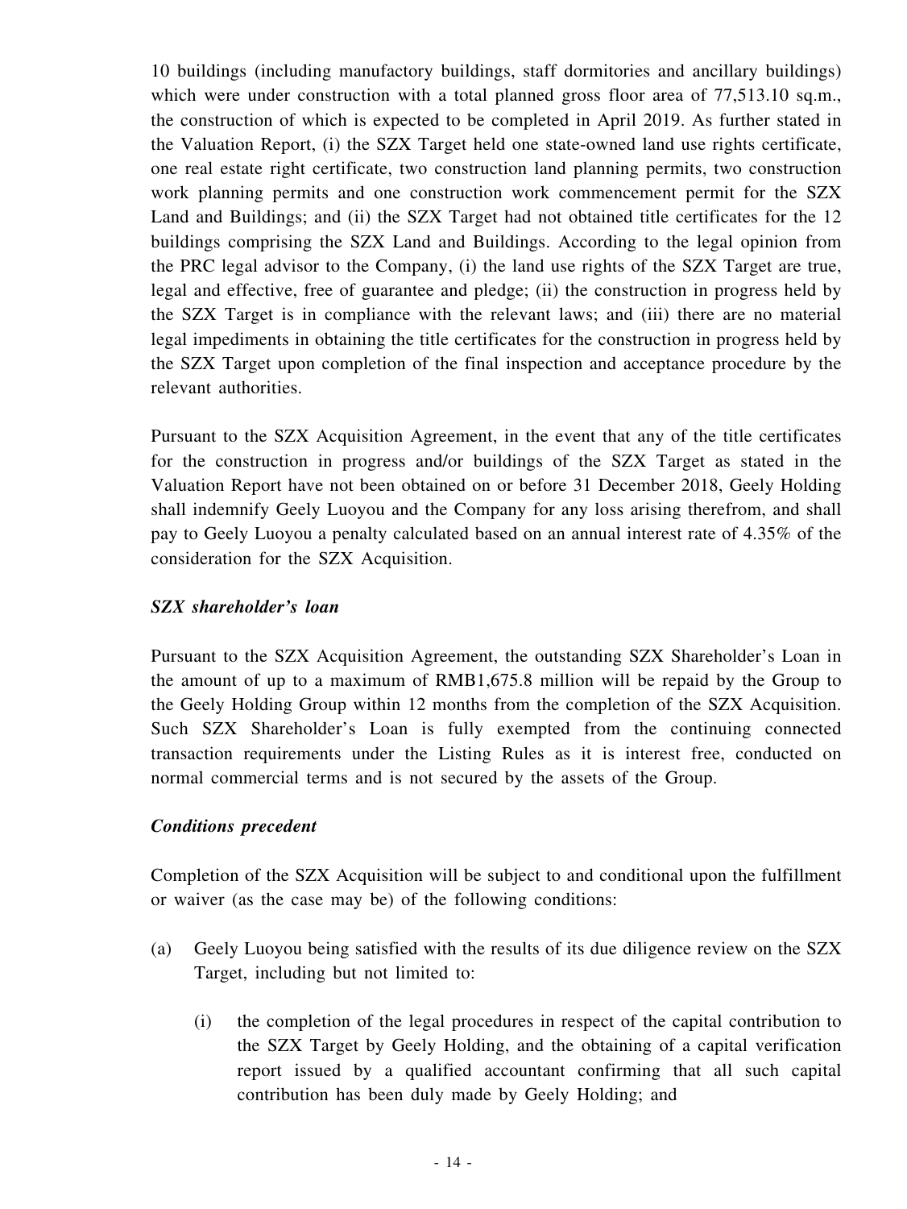10 buildings (including manufactory buildings, staff dormitories and ancillary buildings) which were under construction with a total planned gross floor area of 77,513.10 sq.m., the construction of which is expected to be completed in April 2019. As further stated in the Valuation Report, (i) the SZX Target held one state-owned land use rights certificate, one real estate right certificate, two construction land planning permits, two construction work planning permits and one construction work commencement permit for the SZX Land and Buildings; and (ii) the SZX Target had not obtained title certificates for the 12 buildings comprising the SZX Land and Buildings. According to the legal opinion from the PRC legal advisor to the Company, (i) the land use rights of the SZX Target are true, legal and effective, free of guarantee and pledge; (ii) the construction in progress held by the SZX Target is in compliance with the relevant laws; and (iii) there are no material legal impediments in obtaining the title certificates for the construction in progress held by the SZX Target upon completion of the final inspection and acceptance procedure by the relevant authorities.

Pursuant to the SZX Acquisition Agreement, in the event that any of the title certificates for the construction in progress and/or buildings of the SZX Target as stated in the Valuation Report have not been obtained on or before 31 December 2018, Geely Holding shall indemnify Geely Luoyou and the Company for any loss arising therefrom, and shall pay to Geely Luoyou a penalty calculated based on an annual interest rate of 4.35% of the consideration for the SZX Acquisition.

***SZX shareholder's loan***

Pursuant to the SZX Acquisition Agreement, the outstanding SZX Shareholder's Loan in the amount of up to a maximum of RMB1,675.8 million will be repaid by the Group to the Geely Holding Group within 12 months from the completion of the SZX Acquisition. Such SZX Shareholder's Loan is fully exempted from the continuing connected transaction requirements under the Listing Rules as it is interest free, conducted on normal commercial terms and is not secured by the assets of the Group.

***Conditions precedent***

Completion of the SZX Acquisition will be subject to and conditional upon the fulfillment or waiver (as the case may be) of the following conditions:

(a) Geely Luoyou being satisfied with the results of its due diligence review on the SZX Target, including but not limited to:

   (i) the completion of the legal procedures in respect of the capital contribution to the SZX Target by Geely Holding, and the obtaining of a capital verification report issued by a qualified accountant confirming that all such capital contribution has been duly made by Geely Holding; and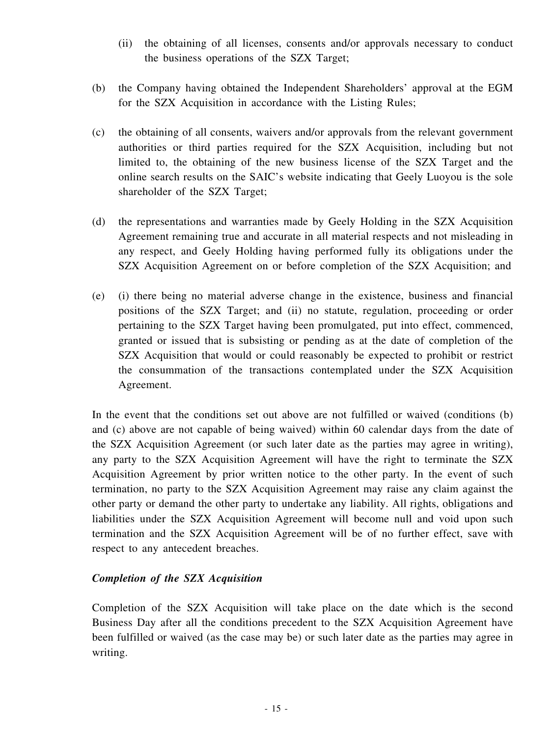(ii) the obtaining of all licenses, consents and/or approvals necessary to conduct the business operations of the SZX Target;

(b) the Company having obtained the Independent Shareholders' approval at the EGM for the SZX Acquisition in accordance with the Listing Rules;

(c) the obtaining of all consents, waivers and/or approvals from the relevant government authorities or third parties required for the SZX Acquisition, including but not limited to, the obtaining of the new business license of the SZX Target and the online search results on the SAIC's website indicating that Geely Luoyou is the sole shareholder of the SZX Target;

(d) the representations and warranties made by Geely Holding in the SZX Acquisition Agreement remaining true and accurate in all material respects and not misleading in any respect, and Geely Holding having performed fully its obligations under the SZX Acquisition Agreement on or before completion of the SZX Acquisition; and

(e) (i) there being no material adverse change in the existence, business and financial positions of the SZX Target; and (ii) no statute, regulation, proceeding or order pertaining to the SZX Target having been promulgated, put into effect, commenced, granted or issued that is subsisting or pending as at the date of completion of the SZX Acquisition that would or could reasonably be expected to prohibit or restrict the consummation of the transactions contemplated under the SZX Acquisition Agreement.

In the event that the conditions set out above are not fulfilled or waived (conditions (b) and (c) above are not capable of being waived) within 60 calendar days from the date of the SZX Acquisition Agreement (or such later date as the parties may agree in writing), any party to the SZX Acquisition Agreement will have the right to terminate the SZX Acquisition Agreement by prior written notice to the other party. In the event of such termination, no party to the SZX Acquisition Agreement may raise any claim against the other party or demand the other party to undertake any liability. All rights, obligations and liabilities under the SZX Acquisition Agreement will become null and void upon such termination and the SZX Acquisition Agreement will be of no further effect, save with respect to any antecedent breaches.

***Completion of the SZX Acquisition***

Completion of the SZX Acquisition will take place on the date which is the second Business Day after all the conditions precedent to the SZX Acquisition Agreement have been fulfilled or waived (as the case may be) or such later date as the parties may agree in writing.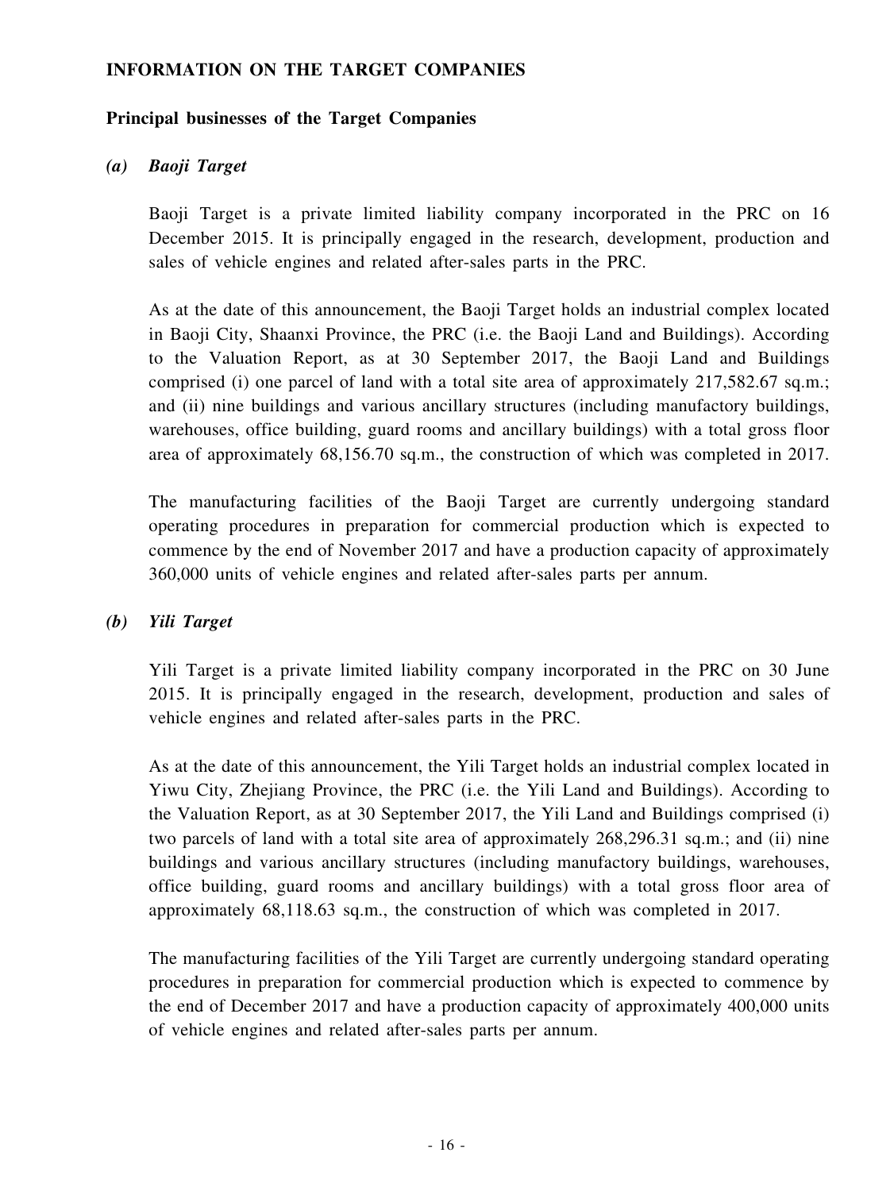## INFORMATION ON THE TARGET COMPANIES

### Principal businesses of the Target Companies

#### *(a) Baoji Target*

Baoji Target is a private limited liability company incorporated in the PRC on 16 December 2015. It is principally engaged in the research, development, production and sales of vehicle engines and related after-sales parts in the PRC.

As at the date of this announcement, the Baoji Target holds an industrial complex located in Baoji City, Shaanxi Province, the PRC (i.e. the Baoji Land and Buildings). According to the Valuation Report, as at 30 September 2017, the Baoji Land and Buildings comprised (i) one parcel of land with a total site area of approximately 217,582.67 sq.m.; and (ii) nine buildings and various ancillary structures (including manufactory buildings, warehouses, office building, guard rooms and ancillary buildings) with a total gross floor area of approximately 68,156.70 sq.m., the construction of which was completed in 2017.

The manufacturing facilities of the Baoji Target are currently undergoing standard operating procedures in preparation for commercial production which is expected to commence by the end of November 2017 and have a production capacity of approximately 360,000 units of vehicle engines and related after-sales parts per annum.

#### *(b) Yili Target*

Yili Target is a private limited liability company incorporated in the PRC on 30 June 2015. It is principally engaged in the research, development, production and sales of vehicle engines and related after-sales parts in the PRC.

As at the date of this announcement, the Yili Target holds an industrial complex located in Yiwu City, Zhejiang Province, the PRC (i.e. the Yili Land and Buildings). According to the Valuation Report, as at 30 September 2017, the Yili Land and Buildings comprised (i) two parcels of land with a total site area of approximately 268,296.31 sq.m.; and (ii) nine buildings and various ancillary structures (including manufactory buildings, warehouses, office building, guard rooms and ancillary buildings) with a total gross floor area of approximately 68,118.63 sq.m., the construction of which was completed in 2017.

The manufacturing facilities of the Yili Target are currently undergoing standard operating procedures in preparation for commercial production which is expected to commence by the end of December 2017 and have a production capacity of approximately 400,000 units of vehicle engines and related after-sales parts per annum.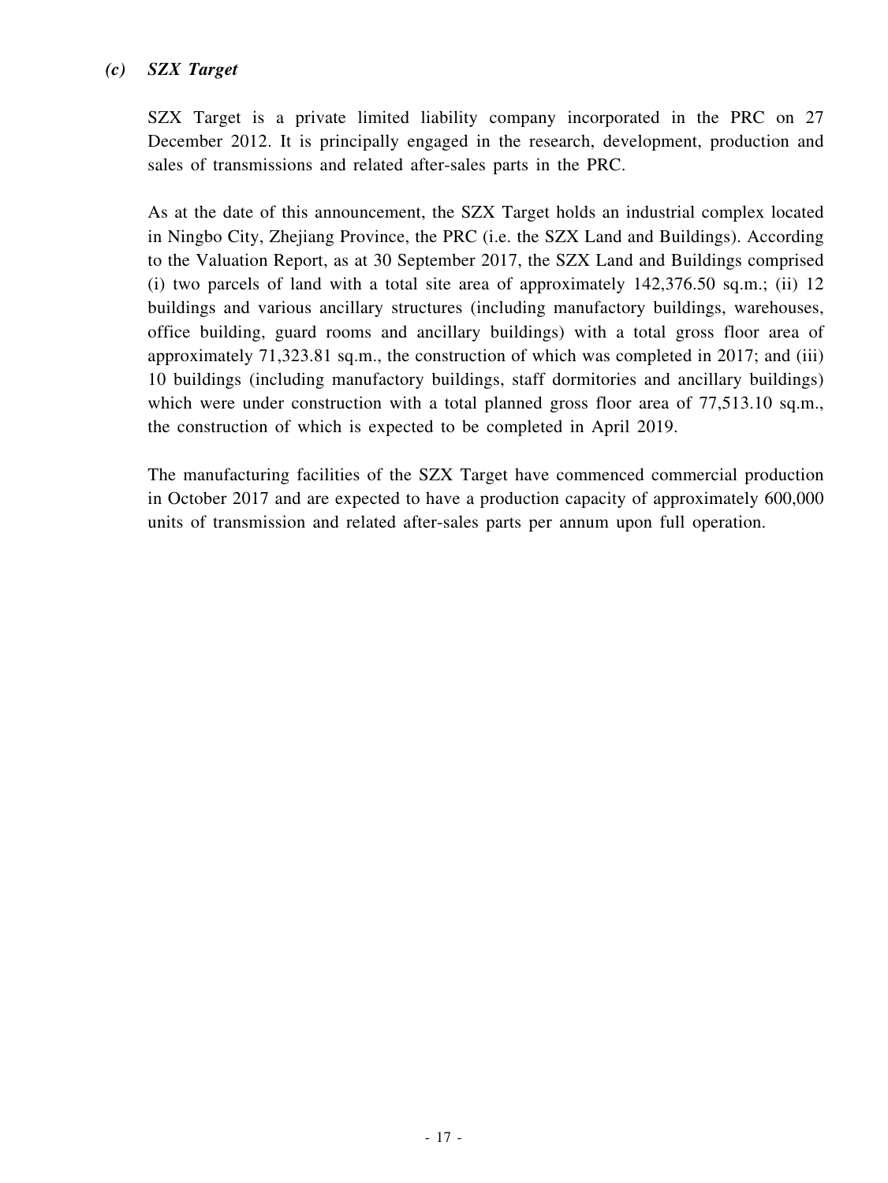### *(c) SZX Target*

SZX Target is a private limited liability company incorporated in the PRC on 27 December 2012. It is principally engaged in the research, development, production and sales of transmissions and related after-sales parts in the PRC.

As at the date of this announcement, the SZX Target holds an industrial complex located in Ningbo City, Zhejiang Province, the PRC (i.e. the SZX Land and Buildings). According to the Valuation Report, as at 30 September 2017, the SZX Land and Buildings comprised (i) two parcels of land with a total site area of approximately 142,376.50 sq.m.; (ii) 12 buildings and various ancillary structures (including manufactory buildings, warehouses, office building, guard rooms and ancillary buildings) with a total gross floor area of approximately 71,323.81 sq.m., the construction of which was completed in 2017; and (iii) 10 buildings (including manufactory buildings, staff dormitories and ancillary buildings) which were under construction with a total planned gross floor area of 77,513.10 sq.m., the construction of which is expected to be completed in April 2019.

The manufacturing facilities of the SZX Target have commenced commercial production in October 2017 and are expected to have a production capacity of approximately 600,000 units of transmission and related after-sales parts per annum upon full operation.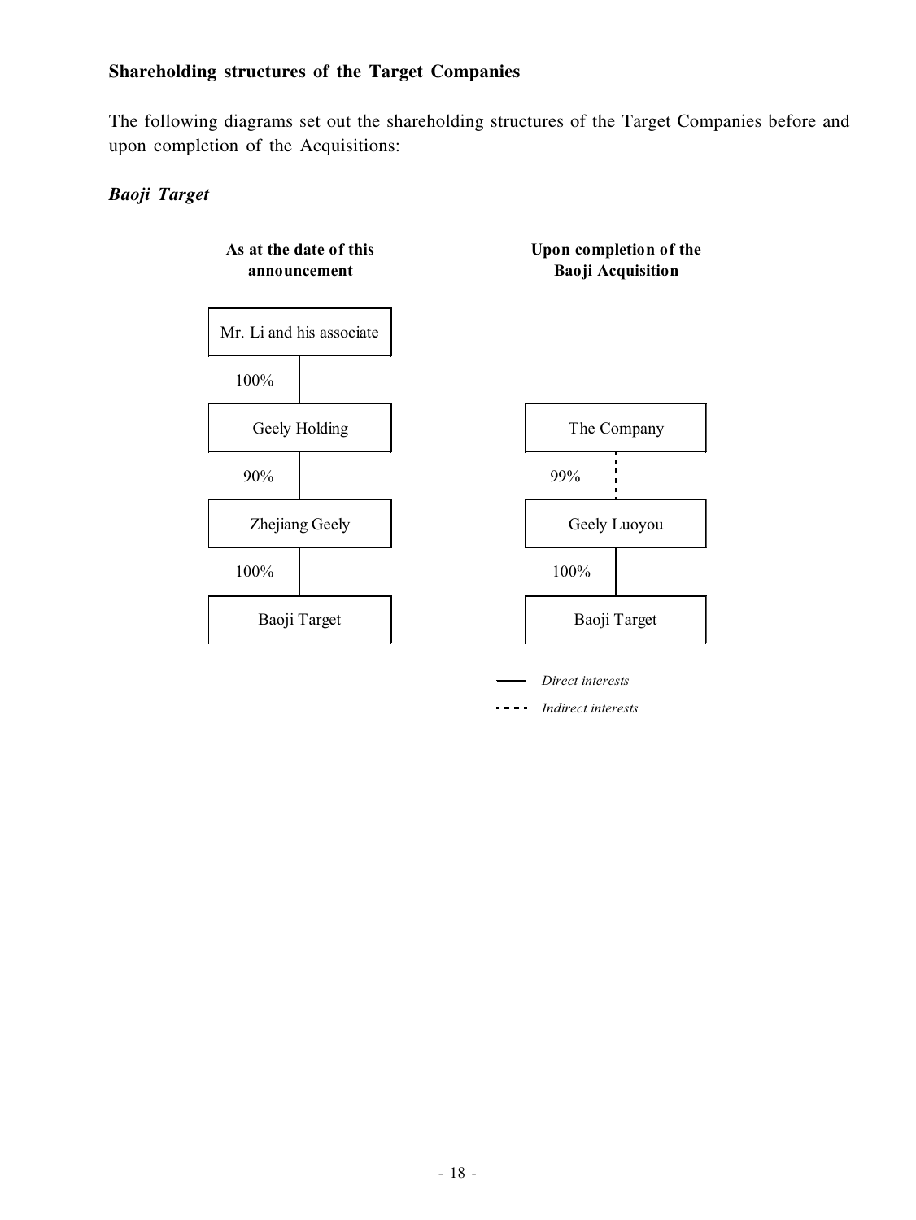**Shareholding structures of the Target Companies**

The following diagrams set out the shareholding structures of the Target Companies before and upon completion of the Acquisitions:

***Baoji Target***

**As at the date of this announcement**

Mr. Li and his associate

100%

Geely Holding

90%

Zhejiang Geely

100%

Baoji Target

**Upon completion of the Baoji Acquisition**

The Company

99%

Geely Luoyou

100%

Baoji Target

—— *Direct interests*

- - - - *Indirect interests*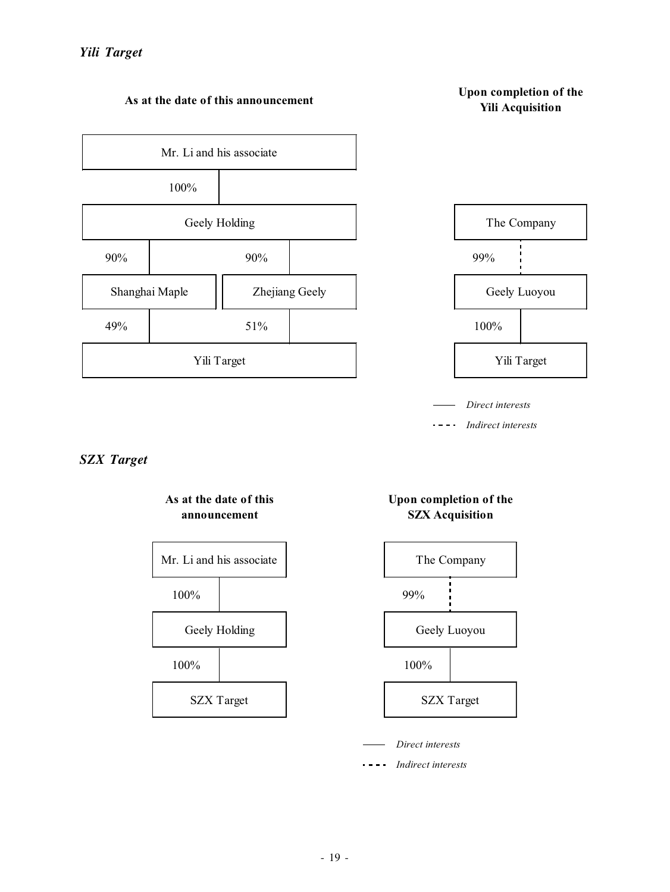### *Yili Target*

**As at the date of this announcement**

Mr. Li and his associate

100%

Geely Holding

90% — Shanghai Maple

90% — Zhejiang Geely

Shanghai Maple 49% — Yili Target

Zhejiang Geely 51% — Yili Target

**Upon completion of the Yili Acquisition**

The Company

99% (indirect)

Geely Luoyou

100%

Yili Target

—— *Direct interests*

- - - - *Indirect interests*

### *SZX Target*

**As at the date of this announcement**

Mr. Li and his associate

100%

Geely Holding

100%

SZX Target

**Upon completion of the SZX Acquisition**

The Company

99% (indirect)

Geely Luoyou

100%

SZX Target

—— *Direct interests*

- - - - *Indirect interests*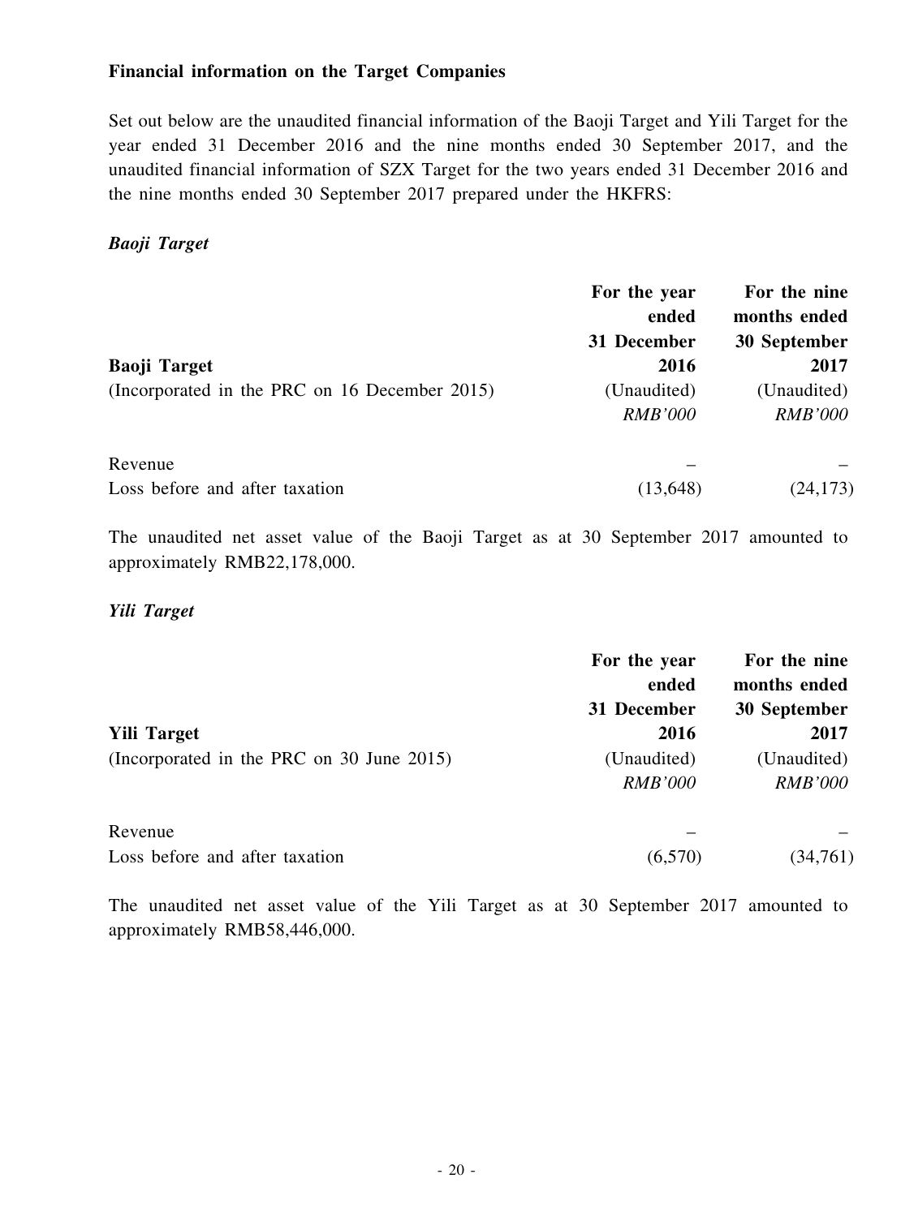**Financial information on the Target Companies**

Set out below are the unaudited financial information of the Baoji Target and Yili Target for the year ended 31 December 2016 and the nine months ended 30 September 2017, and the unaudited financial information of SZX Target for the two years ended 31 December 2016 and the nine months ended 30 September 2017 prepared under the HKFRS:

***Baoji Target***

| **Baoji Target**<br>(Incorporated in the PRC on 16 December 2015) | **For the year ended 31 December 2016**<br>(Unaudited)<br>*RMB'000* | **For the nine months ended 30 September 2017**<br>(Unaudited)<br>*RMB'000* |
|---|---|---|
| Revenue | – | – |
| Loss before and after taxation | (13,648) | (24,173) |

The unaudited net asset value of the Baoji Target as at 30 September 2017 amounted to approximately RMB22,178,000.

***Yili Target***

| **Yili Target**<br>(Incorporated in the PRC on 30 June 2015) | **For the year ended 31 December 2016**<br>(Unaudited)<br>*RMB'000* | **For the nine months ended 30 September 2017**<br>(Unaudited)<br>*RMB'000* |
|---|---|---|
| Revenue | – | – |
| Loss before and after taxation | (6,570) | (34,761) |

The unaudited net asset value of the Yili Target as at 30 September 2017 amounted to approximately RMB58,446,000.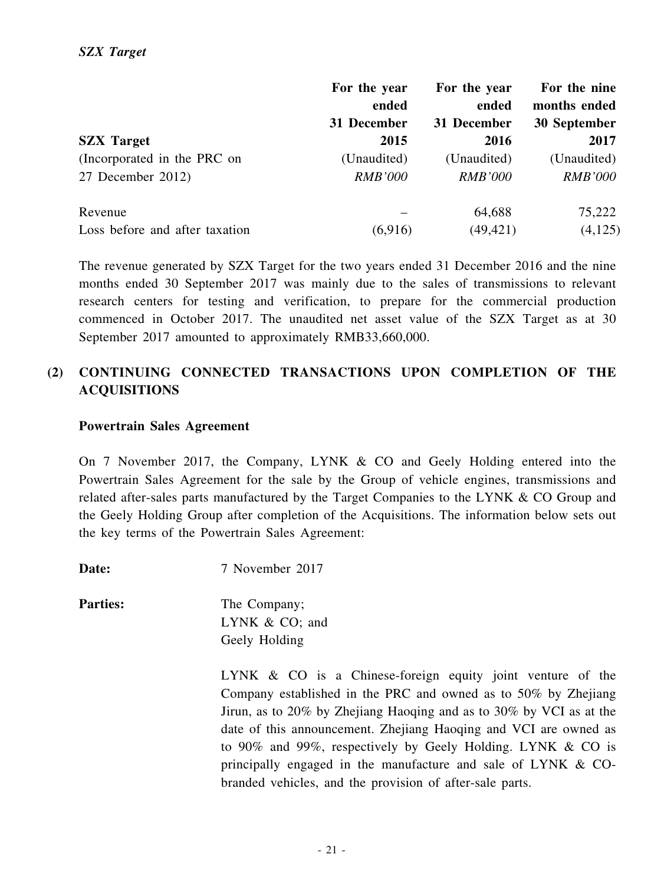*SZX Target*

| SZX Target<br>(Incorporated in the PRC on 27 December 2012) | For the year ended 31 December 2015<br>(Unaudited)<br>*RMB'000* | For the year ended 31 December 2016<br>(Unaudited)<br>*RMB'000* | For the nine months ended 30 September 2017<br>(Unaudited)<br>*RMB'000* |
|---|---|---|---|
| Revenue | – | 64,688 | 75,222 |
| Loss before and after taxation | (6,916) | (49,421) | (4,125) |

The revenue generated by SZX Target for the two years ended 31 December 2016 and the nine months ended 30 September 2017 was mainly due to the sales of transmissions to relevant research centers for testing and verification, to prepare for the commercial production commenced in October 2017. The unaudited net asset value of the SZX Target as at 30 September 2017 amounted to approximately RMB33,660,000.

## (2) CONTINUING CONNECTED TRANSACTIONS UPON COMPLETION OF THE ACQUISITIONS

### Powertrain Sales Agreement

On 7 November 2017, the Company, LYNK & CO and Geely Holding entered into the Powertrain Sales Agreement for the sale by the Group of vehicle engines, transmissions and related after-sales parts manufactured by the Target Companies to the LYNK & CO Group and the Geely Holding Group after completion of the Acquisitions. The information below sets out the key terms of the Powertrain Sales Agreement:

**Date:** 7 November 2017

**Parties:** The Company;
LYNK & CO; and
Geely Holding

LYNK & CO is a Chinese-foreign equity joint venture of the Company established in the PRC and owned as to 50% by Zhejiang Jirun, as to 20% by Zhejiang Haoqing and as to 30% by VCI as at the date of this announcement. Zhejiang Haoqing and VCI are owned as to 90% and 99%, respectively by Geely Holding. LYNK & CO is principally engaged in the manufacture and sale of LYNK & CO-branded vehicles, and the provision of after-sale parts.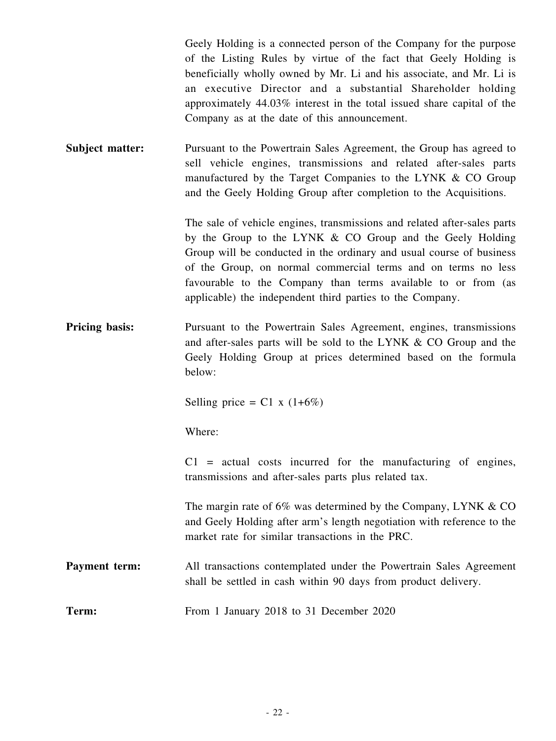Geely Holding is a connected person of the Company for the purpose of the Listing Rules by virtue of the fact that Geely Holding is beneficially wholly owned by Mr. Li and his associate, and Mr. Li is an executive Director and a substantial Shareholder holding approximately 44.03% interest in the total issued share capital of the Company as at the date of this announcement.

**Subject matter:** Pursuant to the Powertrain Sales Agreement, the Group has agreed to sell vehicle engines, transmissions and related after-sales parts manufactured by the Target Companies to the LYNK & CO Group and the Geely Holding Group after completion to the Acquisitions.

The sale of vehicle engines, transmissions and related after-sales parts by the Group to the LYNK & CO Group and the Geely Holding Group will be conducted in the ordinary and usual course of business of the Group, on normal commercial terms and on terms no less favourable to the Company than terms available to or from (as applicable) the independent third parties to the Company.

**Pricing basis:** Pursuant to the Powertrain Sales Agreement, engines, transmissions and after-sales parts will be sold to the LYNK & CO Group and the Geely Holding Group at prices determined based on the formula below:

Selling price = C1 x (1+6%)

Where:

C1 = actual costs incurred for the manufacturing of engines, transmissions and after-sales parts plus related tax.

The margin rate of 6% was determined by the Company, LYNK & CO and Geely Holding after arm's length negotiation with reference to the market rate for similar transactions in the PRC.

**Payment term:** All transactions contemplated under the Powertrain Sales Agreement shall be settled in cash within 90 days from product delivery.

**Term:** From 1 January 2018 to 31 December 2020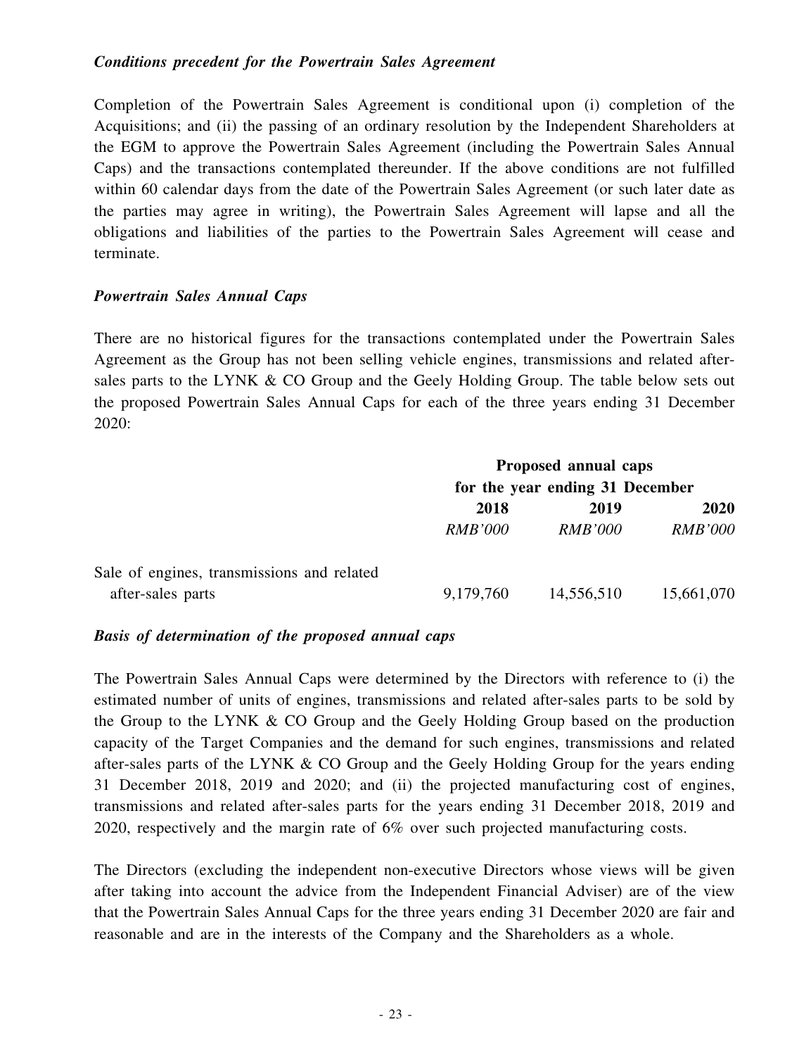### *Conditions precedent for the Powertrain Sales Agreement*

Completion of the Powertrain Sales Agreement is conditional upon (i) completion of the Acquisitions; and (ii) the passing of an ordinary resolution by the Independent Shareholders at the EGM to approve the Powertrain Sales Agreement (including the Powertrain Sales Annual Caps) and the transactions contemplated thereunder. If the above conditions are not fulfilled within 60 calendar days from the date of the Powertrain Sales Agreement (or such later date as the parties may agree in writing), the Powertrain Sales Agreement will lapse and all the obligations and liabilities of the parties to the Powertrain Sales Agreement will cease and terminate.

### *Powertrain Sales Annual Caps*

There are no historical figures for the transactions contemplated under the Powertrain Sales Agreement as the Group has not been selling vehicle engines, transmissions and related after-sales parts to the LYNK & CO Group and the Geely Holding Group. The table below sets out the proposed Powertrain Sales Annual Caps for each of the three years ending 31 December 2020:

| | **Proposed annual caps for the year ending 31 December** | | |
|---|---|---|---|
| | **2018** | **2019** | **2020** |
| | *RMB'000* | *RMB'000* | *RMB'000* |
| Sale of engines, transmissions and related after-sales parts | 9,179,760 | 14,556,510 | 15,661,070 |

### *Basis of determination of the proposed annual caps*

The Powertrain Sales Annual Caps were determined by the Directors with reference to (i) the estimated number of units of engines, transmissions and related after-sales parts to be sold by the Group to the LYNK & CO Group and the Geely Holding Group based on the production capacity of the Target Companies and the demand for such engines, transmissions and related after-sales parts of the LYNK & CO Group and the Geely Holding Group for the years ending 31 December 2018, 2019 and 2020; and (ii) the projected manufacturing cost of engines, transmissions and related after-sales parts for the years ending 31 December 2018, 2019 and 2020, respectively and the margin rate of 6% over such projected manufacturing costs.

The Directors (excluding the independent non-executive Directors whose views will be given after taking into account the advice from the Independent Financial Adviser) are of the view that the Powertrain Sales Annual Caps for the three years ending 31 December 2020 are fair and reasonable and are in the interests of the Company and the Shareholders as a whole.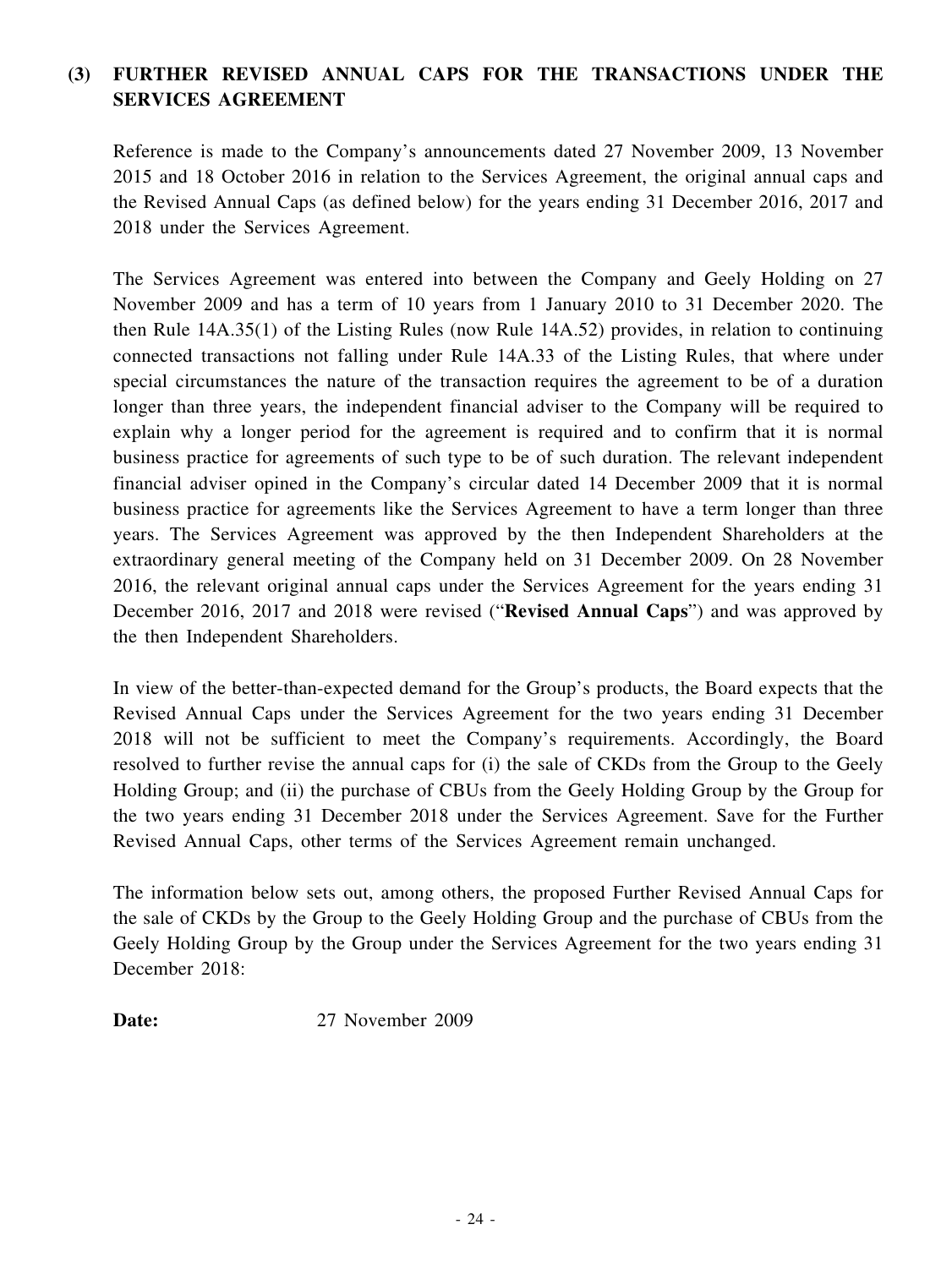## (3) FURTHER REVISED ANNUAL CAPS FOR THE TRANSACTIONS UNDER THE SERVICES AGREEMENT

Reference is made to the Company's announcements dated 27 November 2009, 13 November 2015 and 18 October 2016 in relation to the Services Agreement, the original annual caps and the Revised Annual Caps (as defined below) for the years ending 31 December 2016, 2017 and 2018 under the Services Agreement.

The Services Agreement was entered into between the Company and Geely Holding on 27 November 2009 and has a term of 10 years from 1 January 2010 to 31 December 2020. The then Rule 14A.35(1) of the Listing Rules (now Rule 14A.52) provides, in relation to continuing connected transactions not falling under Rule 14A.33 of the Listing Rules, that where under special circumstances the nature of the transaction requires the agreement to be of a duration longer than three years, the independent financial adviser to the Company will be required to explain why a longer period for the agreement is required and to confirm that it is normal business practice for agreements of such type to be of such duration. The relevant independent financial adviser opined in the Company's circular dated 14 December 2009 that it is normal business practice for agreements like the Services Agreement to have a term longer than three years. The Services Agreement was approved by the then Independent Shareholders at the extraordinary general meeting of the Company held on 31 December 2009. On 28 November 2016, the relevant original annual caps under the Services Agreement for the years ending 31 December 2016, 2017 and 2018 were revised ("**Revised Annual Caps**") and was approved by the then Independent Shareholders.

In view of the better-than-expected demand for the Group's products, the Board expects that the Revised Annual Caps under the Services Agreement for the two years ending 31 December 2018 will not be sufficient to meet the Company's requirements. Accordingly, the Board resolved to further revise the annual caps for (i) the sale of CKDs from the Group to the Geely Holding Group; and (ii) the purchase of CBUs from the Geely Holding Group by the Group for the two years ending 31 December 2018 under the Services Agreement. Save for the Further Revised Annual Caps, other terms of the Services Agreement remain unchanged.

The information below sets out, among others, the proposed Further Revised Annual Caps for the sale of CKDs by the Group to the Geely Holding Group and the purchase of CBUs from the Geely Holding Group by the Group under the Services Agreement for the two years ending 31 December 2018:

**Date:** 27 November 2009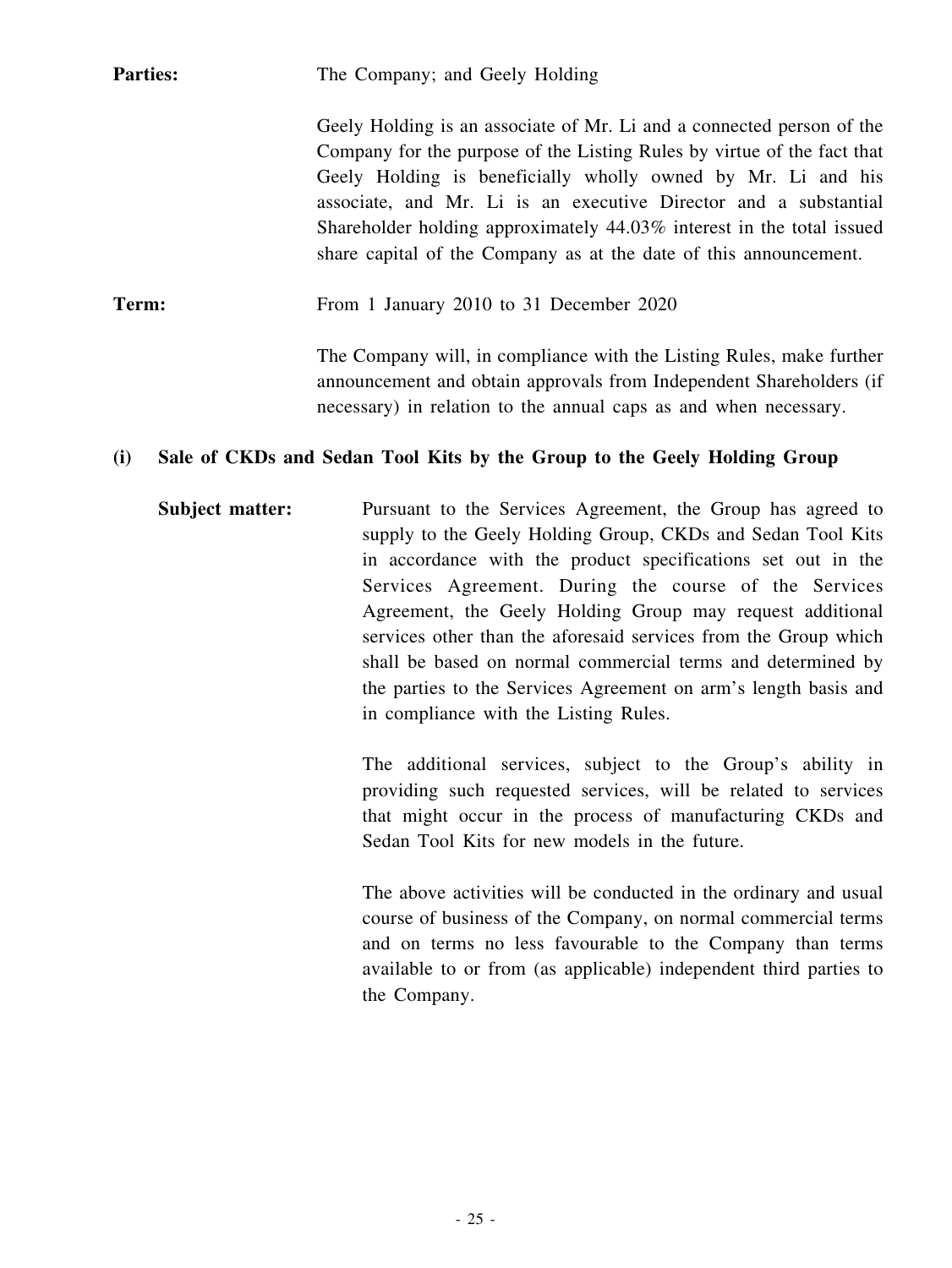**Parties:** The Company; and Geely Holding

Geely Holding is an associate of Mr. Li and a connected person of the Company for the purpose of the Listing Rules by virtue of the fact that Geely Holding is beneficially wholly owned by Mr. Li and his associate, and Mr. Li is an executive Director and a substantial Shareholder holding approximately 44.03% interest in the total issued share capital of the Company as at the date of this announcement.

**Term:** From 1 January 2010 to 31 December 2020

The Company will, in compliance with the Listing Rules, make further announcement and obtain approvals from Independent Shareholders (if necessary) in relation to the annual caps as and when necessary.

**(i) Sale of CKDs and Sedan Tool Kits by the Group to the Geely Holding Group**

**Subject matter:** Pursuant to the Services Agreement, the Group has agreed to supply to the Geely Holding Group, CKDs and Sedan Tool Kits in accordance with the product specifications set out in the Services Agreement. During the course of the Services Agreement, the Geely Holding Group may request additional services other than the aforesaid services from the Group which shall be based on normal commercial terms and determined by the parties to the Services Agreement on arm's length basis and in compliance with the Listing Rules.

The additional services, subject to the Group's ability in providing such requested services, will be related to services that might occur in the process of manufacturing CKDs and Sedan Tool Kits for new models in the future.

The above activities will be conducted in the ordinary and usual course of business of the Company, on normal commercial terms and on terms no less favourable to the Company than terms available to or from (as applicable) independent third parties to the Company.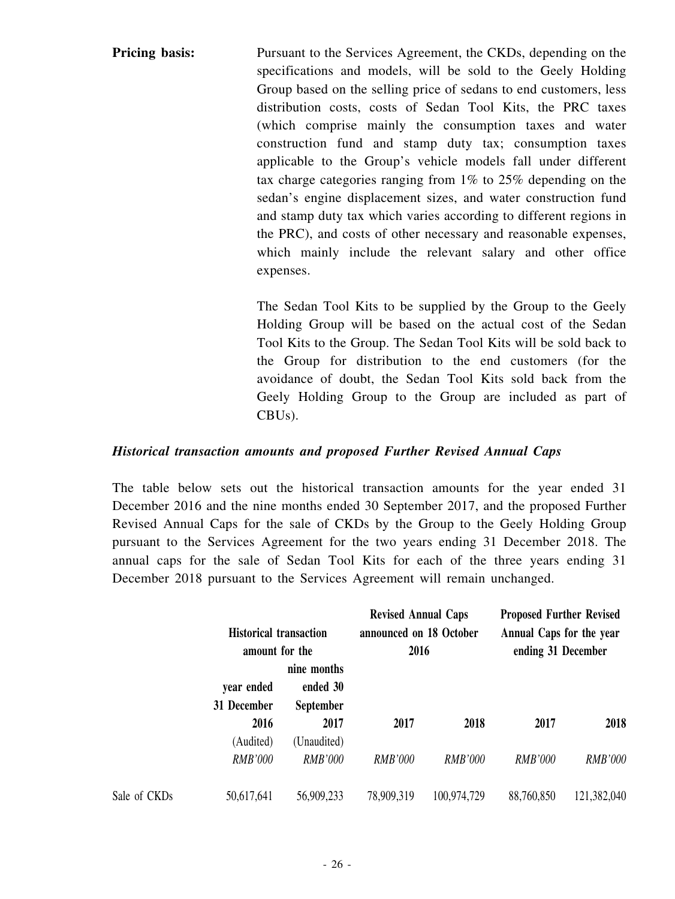**Pricing basis:** Pursuant to the Services Agreement, the CKDs, depending on the specifications and models, will be sold to the Geely Holding Group based on the selling price of sedans to end customers, less distribution costs, costs of Sedan Tool Kits, the PRC taxes (which comprise mainly the consumption taxes and water construction fund and stamp duty tax; consumption taxes applicable to the Group's vehicle models fall under different tax charge categories ranging from 1% to 25% depending on the sedan's engine displacement sizes, and water construction fund and stamp duty tax which varies according to different regions in the PRC), and costs of other necessary and reasonable expenses, which mainly include the relevant salary and other office expenses.

The Sedan Tool Kits to be supplied by the Group to the Geely Holding Group will be based on the actual cost of the Sedan Tool Kits to the Group. The Sedan Tool Kits will be sold back to the Group for distribution to the end customers (for the avoidance of doubt, the Sedan Tool Kits sold back from the Geely Holding Group to the Group are included as part of CBUs).

***Historical transaction amounts and proposed Further Revised Annual Caps***

The table below sets out the historical transaction amounts for the year ended 31 December 2016 and the nine months ended 30 September 2017, and the proposed Further Revised Annual Caps for the sale of CKDs by the Group to the Geely Holding Group pursuant to the Services Agreement for the two years ending 31 December 2018. The annual caps for the sale of Sedan Tool Kits for each of the three years ending 31 December 2018 pursuant to the Services Agreement will remain unchanged.

| | Historical transaction amount for the | | Revised Annual Caps announced on 18 October 2016 | | Proposed Further Revised Annual Caps for the year ending 31 December | |
|---|---|---|---|---|---|---|
| | year ended 31 December 2016 | nine months ended 30 September 2017 | 2017 | 2018 | 2017 | 2018 |
| | (Audited) | (Unaudited) | | | | |
| | *RMB'000* | *RMB'000* | *RMB'000* | *RMB'000* | *RMB'000* | *RMB'000* |
| Sale of CKDs | 50,617,641 | 56,909,233 | 78,909,319 | 100,974,729 | 88,760,850 | 121,382,040 |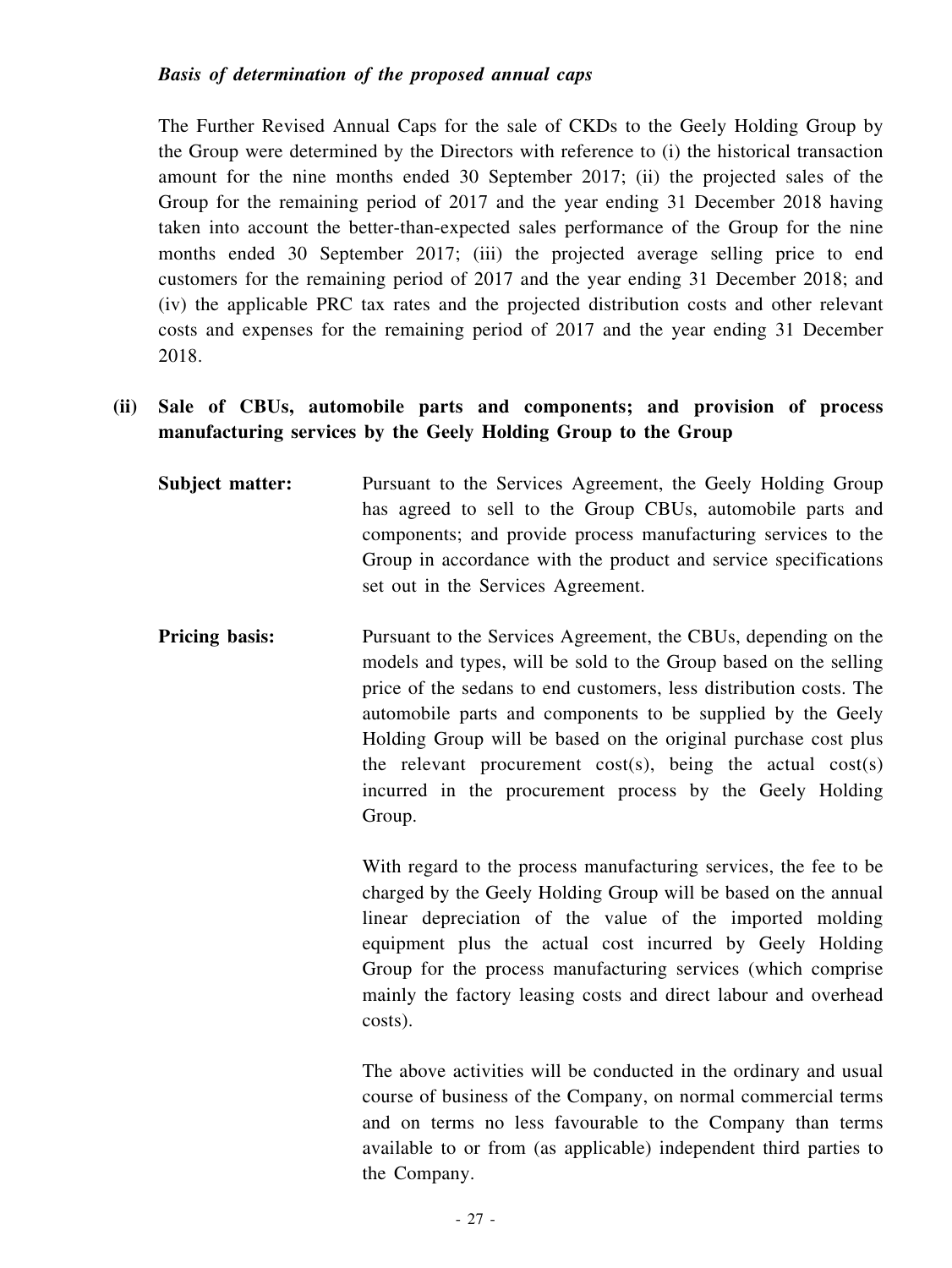*Basis of determination of the proposed annual caps*

The Further Revised Annual Caps for the sale of CKDs to the Geely Holding Group by the Group were determined by the Directors with reference to (i) the historical transaction amount for the nine months ended 30 September 2017; (ii) the projected sales of the Group for the remaining period of 2017 and the year ending 31 December 2018 having taken into account the better-than-expected sales performance of the Group for the nine months ended 30 September 2017; (iii) the projected average selling price to end customers for the remaining period of 2017 and the year ending 31 December 2018; and (iv) the applicable PRC tax rates and the projected distribution costs and other relevant costs and expenses for the remaining period of 2017 and the year ending 31 December 2018.

**(ii) Sale of CBUs, automobile parts and components; and provision of process manufacturing services by the Geely Holding Group to the Group**

**Subject matter:** Pursuant to the Services Agreement, the Geely Holding Group has agreed to sell to the Group CBUs, automobile parts and components; and provide process manufacturing services to the Group in accordance with the product and service specifications set out in the Services Agreement.

**Pricing basis:** Pursuant to the Services Agreement, the CBUs, depending on the models and types, will be sold to the Group based on the selling price of the sedans to end customers, less distribution costs. The automobile parts and components to be supplied by the Geely Holding Group will be based on the original purchase cost plus the relevant procurement cost(s), being the actual cost(s) incurred in the procurement process by the Geely Holding Group.

With regard to the process manufacturing services, the fee to be charged by the Geely Holding Group will be based on the annual linear depreciation of the value of the imported molding equipment plus the actual cost incurred by Geely Holding Group for the process manufacturing services (which comprise mainly the factory leasing costs and direct labour and overhead costs).

The above activities will be conducted in the ordinary and usual course of business of the Company, on normal commercial terms and on terms no less favourable to the Company than terms available to or from (as applicable) independent third parties to the Company.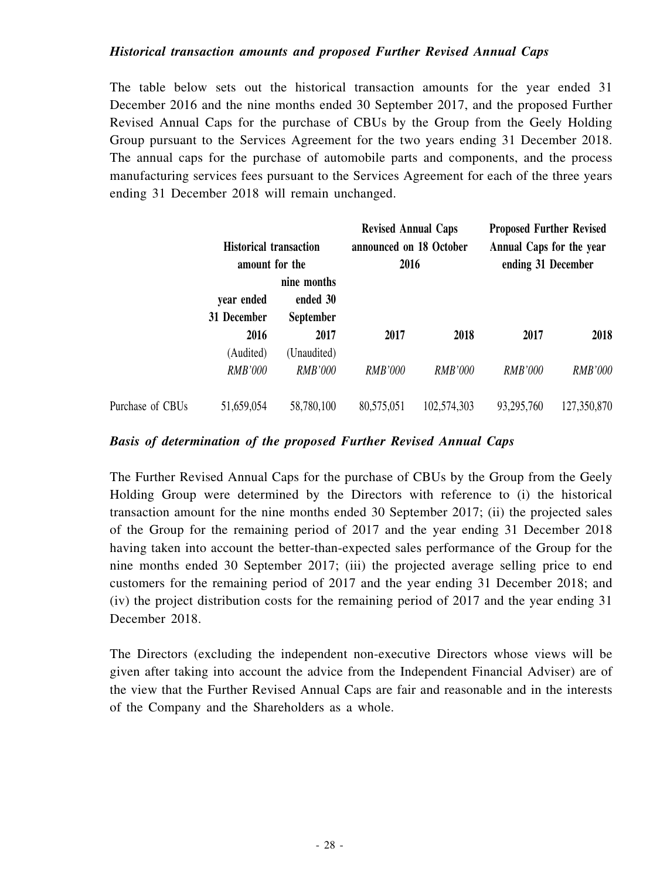*Historical transaction amounts and proposed Further Revised Annual Caps*

The table below sets out the historical transaction amounts for the year ended 31 December 2016 and the nine months ended 30 September 2017, and the proposed Further Revised Annual Caps for the purchase of CBUs by the Group from the Geely Holding Group pursuant to the Services Agreement for the two years ending 31 December 2018. The annual caps for the purchase of automobile parts and components, and the process manufacturing services fees pursuant to the Services Agreement for each of the three years ending 31 December 2018 will remain unchanged.

| | **Historical transaction amount for the** | | **Revised Annual Caps announced on 18 October 2016** | | **Proposed Further Revised Annual Caps for the year ending 31 December** | |
|---|---|---|---|---|---|---|
| | **year ended 31 December 2016** | **nine months ended 30 September 2017** | **2017** | **2018** | **2017** | **2018** |
| | (Audited) | (Unaudited) | | | | |
| | *RMB'000* | *RMB'000* | *RMB'000* | *RMB'000* | *RMB'000* | *RMB'000* |
| Purchase of CBUs | 51,659,054 | 58,780,100 | 80,575,051 | 102,574,303 | 93,295,760 | 127,350,870 |

***Basis of determination of the proposed Further Revised Annual Caps***

The Further Revised Annual Caps for the purchase of CBUs by the Group from the Geely Holding Group were determined by the Directors with reference to (i) the historical transaction amount for the nine months ended 30 September 2017; (ii) the projected sales of the Group for the remaining period of 2017 and the year ending 31 December 2018 having taken into account the better-than-expected sales performance of the Group for the nine months ended 30 September 2017; (iii) the projected average selling price to end customers for the remaining period of 2017 and the year ending 31 December 2018; and (iv) the project distribution costs for the remaining period of 2017 and the year ending 31 December 2018.

The Directors (excluding the independent non-executive Directors whose views will be given after taking into account the advice from the Independent Financial Adviser) are of the view that the Further Revised Annual Caps are fair and reasonable and in the interests of the Company and the Shareholders as a whole.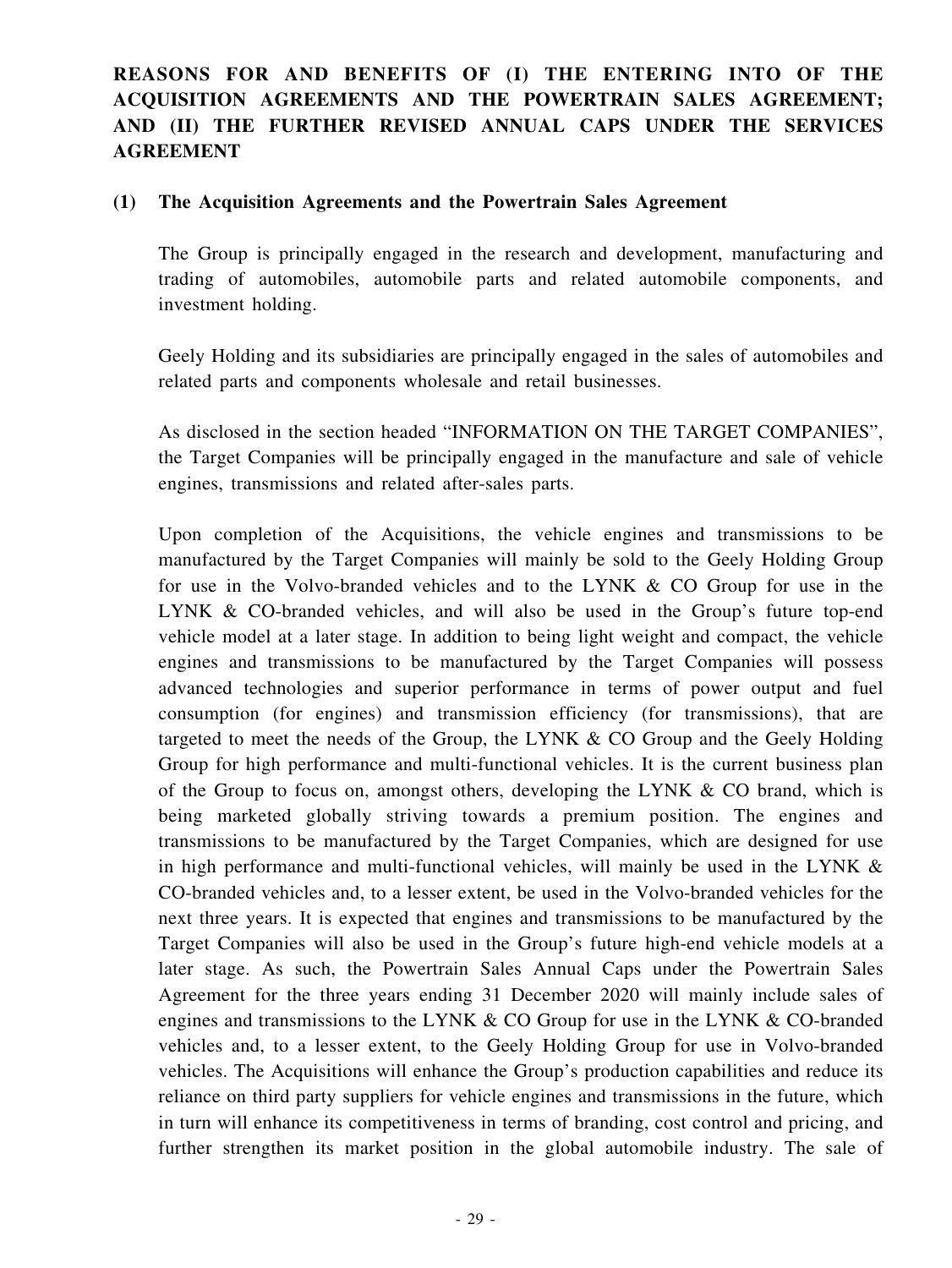## REASONS FOR AND BENEFITS OF (I) THE ENTERING INTO OF THE ACQUISITION AGREEMENTS AND THE POWERTRAIN SALES AGREEMENT; AND (II) THE FURTHER REVISED ANNUAL CAPS UNDER THE SERVICES AGREEMENT

### (1) The Acquisition Agreements and the Powertrain Sales Agreement

The Group is principally engaged in the research and development, manufacturing and trading of automobiles, automobile parts and related automobile components, and investment holding.

Geely Holding and its subsidiaries are principally engaged in the sales of automobiles and related parts and components wholesale and retail businesses.

As disclosed in the section headed "INFORMATION ON THE TARGET COMPANIES", the Target Companies will be principally engaged in the manufacture and sale of vehicle engines, transmissions and related after-sales parts.

Upon completion of the Acquisitions, the vehicle engines and transmissions to be manufactured by the Target Companies will mainly be sold to the Geely Holding Group for use in the Volvo-branded vehicles and to the LYNK & CO Group for use in the LYNK & CO-branded vehicles, and will also be used in the Group's future top-end vehicle model at a later stage. In addition to being light weight and compact, the vehicle engines and transmissions to be manufactured by the Target Companies will possess advanced technologies and superior performance in terms of power output and fuel consumption (for engines) and transmission efficiency (for transmissions), that are targeted to meet the needs of the Group, the LYNK & CO Group and the Geely Holding Group for high performance and multi-functional vehicles. It is the current business plan of the Group to focus on, amongst others, developing the LYNK & CO brand, which is being marketed globally striving towards a premium position. The engines and transmissions to be manufactured by the Target Companies, which are designed for use in high performance and multi-functional vehicles, will mainly be used in the LYNK & CO-branded vehicles and, to a lesser extent, be used in the Volvo-branded vehicles for the next three years. It is expected that engines and transmissions to be manufactured by the Target Companies will also be used in the Group's future high-end vehicle models at a later stage. As such, the Powertrain Sales Annual Caps under the Powertrain Sales Agreement for the three years ending 31 December 2020 will mainly include sales of engines and transmissions to the LYNK & CO Group for use in the LYNK & CO-branded vehicles and, to a lesser extent, to the Geely Holding Group for use in Volvo-branded vehicles. The Acquisitions will enhance the Group's production capabilities and reduce its reliance on third party suppliers for vehicle engines and transmissions in the future, which in turn will enhance its competitiveness in terms of branding, cost control and pricing, and further strengthen its market position in the global automobile industry. The sale of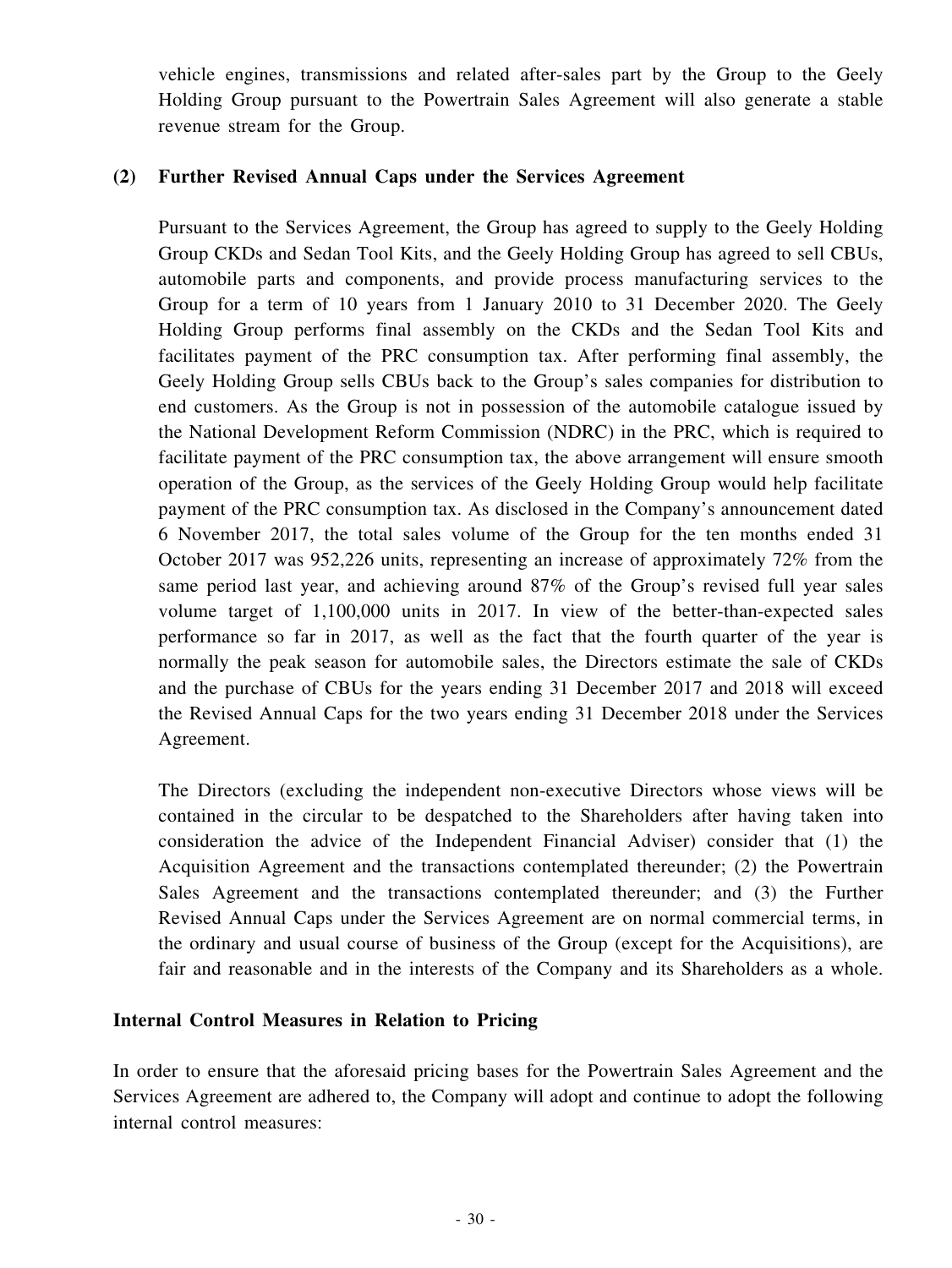vehicle engines, transmissions and related after-sales part by the Group to the Geely Holding Group pursuant to the Powertrain Sales Agreement will also generate a stable revenue stream for the Group.

**(2) Further Revised Annual Caps under the Services Agreement**

Pursuant to the Services Agreement, the Group has agreed to supply to the Geely Holding Group CKDs and Sedan Tool Kits, and the Geely Holding Group has agreed to sell CBUs, automobile parts and components, and provide process manufacturing services to the Group for a term of 10 years from 1 January 2010 to 31 December 2020. The Geely Holding Group performs final assembly on the CKDs and the Sedan Tool Kits and facilitates payment of the PRC consumption tax. After performing final assembly, the Geely Holding Group sells CBUs back to the Group's sales companies for distribution to end customers. As the Group is not in possession of the automobile catalogue issued by the National Development Reform Commission (NDRC) in the PRC, which is required to facilitate payment of the PRC consumption tax, the above arrangement will ensure smooth operation of the Group, as the services of the Geely Holding Group would help facilitate payment of the PRC consumption tax. As disclosed in the Company's announcement dated 6 November 2017, the total sales volume of the Group for the ten months ended 31 October 2017 was 952,226 units, representing an increase of approximately 72% from the same period last year, and achieving around 87% of the Group's revised full year sales volume target of 1,100,000 units in 2017. In view of the better-than-expected sales performance so far in 2017, as well as the fact that the fourth quarter of the year is normally the peak season for automobile sales, the Directors estimate the sale of CKDs and the purchase of CBUs for the years ending 31 December 2017 and 2018 will exceed the Revised Annual Caps for the two years ending 31 December 2018 under the Services Agreement.

The Directors (excluding the independent non-executive Directors whose views will be contained in the circular to be despatched to the Shareholders after having taken into consideration the advice of the Independent Financial Adviser) consider that (1) the Acquisition Agreement and the transactions contemplated thereunder; (2) the Powertrain Sales Agreement and the transactions contemplated thereunder; and (3) the Further Revised Annual Caps under the Services Agreement are on normal commercial terms, in the ordinary and usual course of business of the Group (except for the Acquisitions), are fair and reasonable and in the interests of the Company and its Shareholders as a whole.

**Internal Control Measures in Relation to Pricing**

In order to ensure that the aforesaid pricing bases for the Powertrain Sales Agreement and the Services Agreement are adhered to, the Company will adopt and continue to adopt the following internal control measures: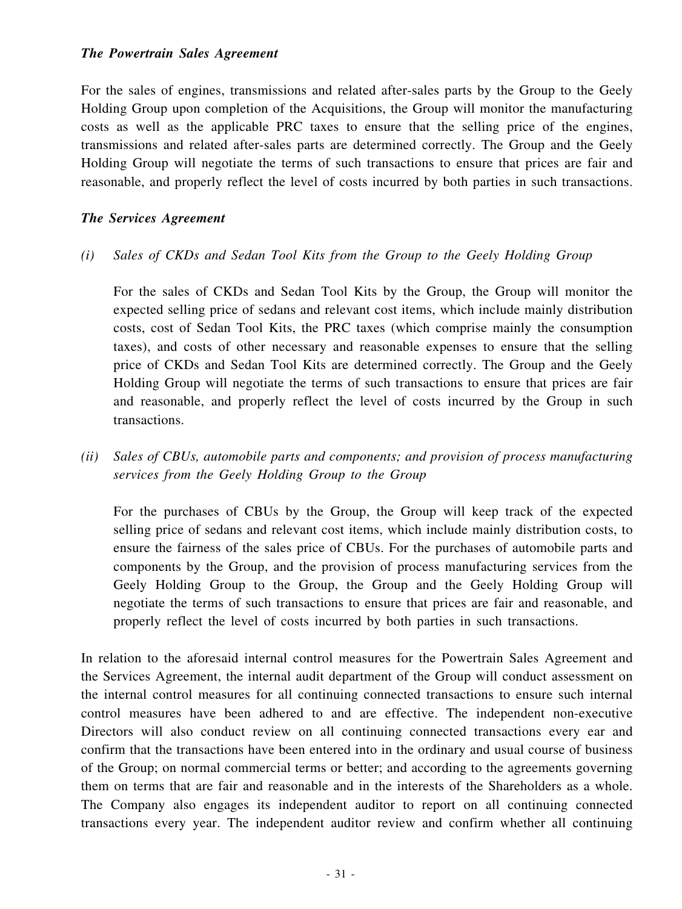***The Powertrain Sales Agreement***

For the sales of engines, transmissions and related after-sales parts by the Group to the Geely Holding Group upon completion of the Acquisitions, the Group will monitor the manufacturing costs as well as the applicable PRC taxes to ensure that the selling price of the engines, transmissions and related after-sales parts are determined correctly. The Group and the Geely Holding Group will negotiate the terms of such transactions to ensure that prices are fair and reasonable, and properly reflect the level of costs incurred by both parties in such transactions.

***The Services Agreement***

*(i) Sales of CKDs and Sedan Tool Kits from the Group to the Geely Holding Group*

For the sales of CKDs and Sedan Tool Kits by the Group, the Group will monitor the expected selling price of sedans and relevant cost items, which include mainly distribution costs, cost of Sedan Tool Kits, the PRC taxes (which comprise mainly the consumption taxes), and costs of other necessary and reasonable expenses to ensure that the selling price of CKDs and Sedan Tool Kits are determined correctly. The Group and the Geely Holding Group will negotiate the terms of such transactions to ensure that prices are fair and reasonable, and properly reflect the level of costs incurred by the Group in such transactions.

*(ii) Sales of CBUs, automobile parts and components; and provision of process manufacturing services from the Geely Holding Group to the Group*

For the purchases of CBUs by the Group, the Group will keep track of the expected selling price of sedans and relevant cost items, which include mainly distribution costs, to ensure the fairness of the sales price of CBUs. For the purchases of automobile parts and components by the Group, and the provision of process manufacturing services from the Geely Holding Group to the Group, the Group and the Geely Holding Group will negotiate the terms of such transactions to ensure that prices are fair and reasonable, and properly reflect the level of costs incurred by both parties in such transactions.

In relation to the aforesaid internal control measures for the Powertrain Sales Agreement and the Services Agreement, the internal audit department of the Group will conduct assessment on the internal control measures for all continuing connected transactions to ensure such internal control measures have been adhered to and are effective. The independent non-executive Directors will also conduct review on all continuing connected transactions every ear and confirm that the transactions have been entered into in the ordinary and usual course of business of the Group; on normal commercial terms or better; and according to the agreements governing them on terms that are fair and reasonable and in the interests of the Shareholders as a whole. The Company also engages its independent auditor to report on all continuing connected transactions every year. The independent auditor review and confirm whether all continuing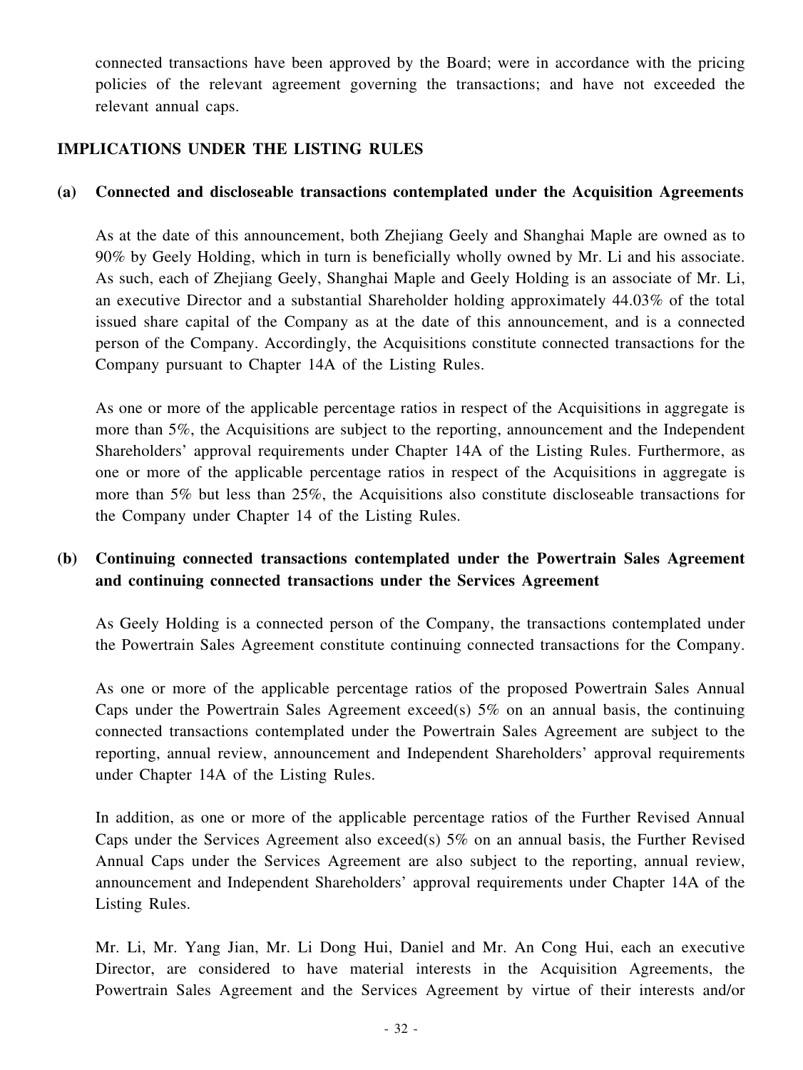connected transactions have been approved by the Board; were in accordance with the pricing policies of the relevant agreement governing the transactions; and have not exceeded the relevant annual caps.

## IMPLICATIONS UNDER THE LISTING RULES

### (a) Connected and discloseable transactions contemplated under the Acquisition Agreements

As at the date of this announcement, both Zhejiang Geely and Shanghai Maple are owned as to 90% by Geely Holding, which in turn is beneficially wholly owned by Mr. Li and his associate. As such, each of Zhejiang Geely, Shanghai Maple and Geely Holding is an associate of Mr. Li, an executive Director and a substantial Shareholder holding approximately 44.03% of the total issued share capital of the Company as at the date of this announcement, and is a connected person of the Company. Accordingly, the Acquisitions constitute connected transactions for the Company pursuant to Chapter 14A of the Listing Rules.

As one or more of the applicable percentage ratios in respect of the Acquisitions in aggregate is more than 5%, the Acquisitions are subject to the reporting, announcement and the Independent Shareholders' approval requirements under Chapter 14A of the Listing Rules. Furthermore, as one or more of the applicable percentage ratios in respect of the Acquisitions in aggregate is more than 5% but less than 25%, the Acquisitions also constitute discloseable transactions for the Company under Chapter 14 of the Listing Rules.

### (b) Continuing connected transactions contemplated under the Powertrain Sales Agreement and continuing connected transactions under the Services Agreement

As Geely Holding is a connected person of the Company, the transactions contemplated under the Powertrain Sales Agreement constitute continuing connected transactions for the Company.

As one or more of the applicable percentage ratios of the proposed Powertrain Sales Annual Caps under the Powertrain Sales Agreement exceed(s) 5% on an annual basis, the continuing connected transactions contemplated under the Powertrain Sales Agreement are subject to the reporting, annual review, announcement and Independent Shareholders' approval requirements under Chapter 14A of the Listing Rules.

In addition, as one or more of the applicable percentage ratios of the Further Revised Annual Caps under the Services Agreement also exceed(s) 5% on an annual basis, the Further Revised Annual Caps under the Services Agreement are also subject to the reporting, annual review, announcement and Independent Shareholders' approval requirements under Chapter 14A of the Listing Rules.

Mr. Li, Mr. Yang Jian, Mr. Li Dong Hui, Daniel and Mr. An Cong Hui, each an executive Director, are considered to have material interests in the Acquisition Agreements, the Powertrain Sales Agreement and the Services Agreement by virtue of their interests and/or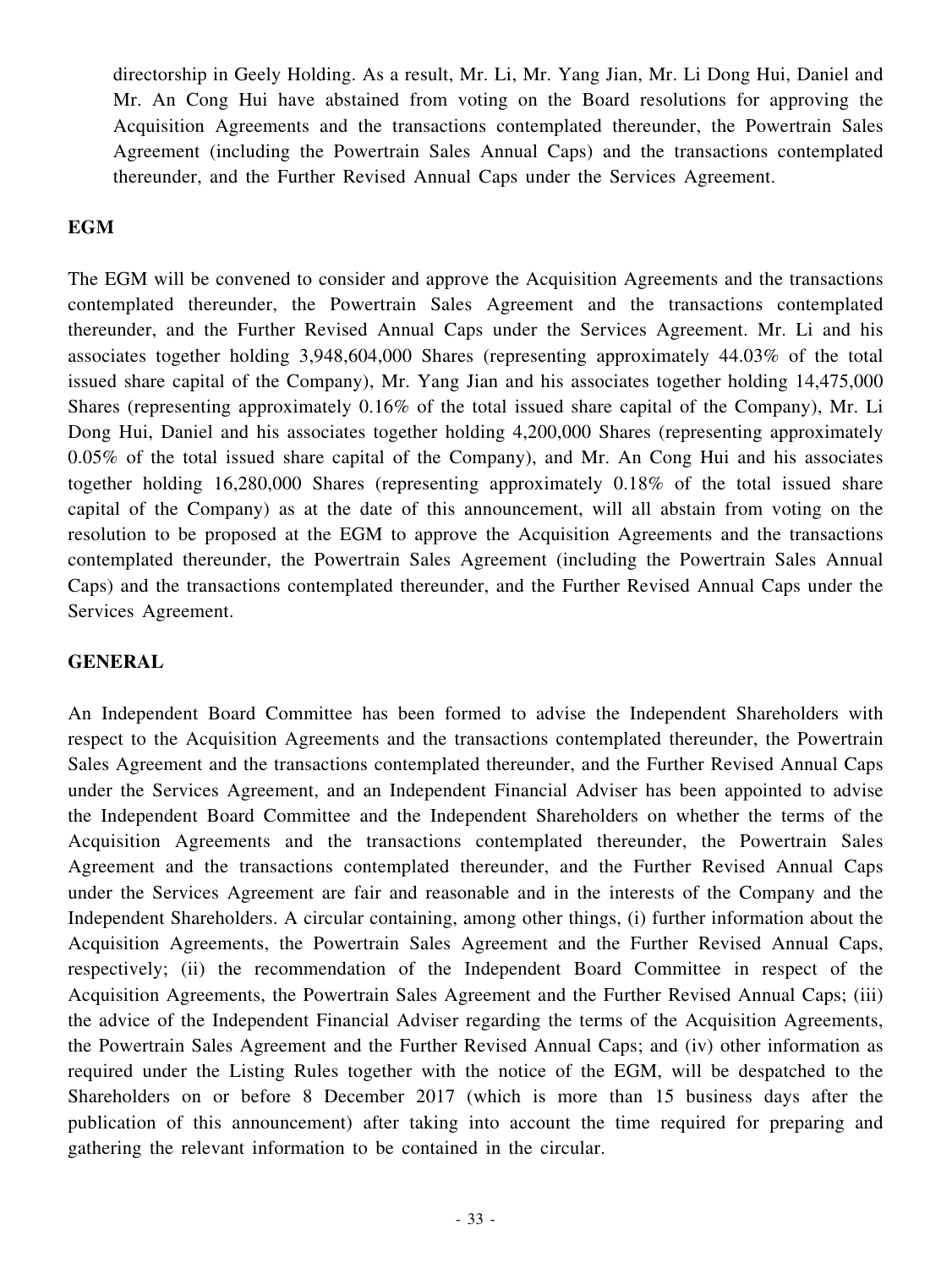directorship in Geely Holding. As a result, Mr. Li, Mr. Yang Jian, Mr. Li Dong Hui, Daniel and Mr. An Cong Hui have abstained from voting on the Board resolutions for approving the Acquisition Agreements and the transactions contemplated thereunder, the Powertrain Sales Agreement (including the Powertrain Sales Annual Caps) and the transactions contemplated thereunder, and the Further Revised Annual Caps under the Services Agreement.

**EGM**

The EGM will be convened to consider and approve the Acquisition Agreements and the transactions contemplated thereunder, the Powertrain Sales Agreement and the transactions contemplated thereunder, and the Further Revised Annual Caps under the Services Agreement. Mr. Li and his associates together holding 3,948,604,000 Shares (representing approximately 44.03% of the total issued share capital of the Company), Mr. Yang Jian and his associates together holding 14,475,000 Shares (representing approximately 0.16% of the total issued share capital of the Company), Mr. Li Dong Hui, Daniel and his associates together holding 4,200,000 Shares (representing approximately 0.05% of the total issued share capital of the Company), and Mr. An Cong Hui and his associates together holding 16,280,000 Shares (representing approximately 0.18% of the total issued share capital of the Company) as at the date of this announcement, will all abstain from voting on the resolution to be proposed at the EGM to approve the Acquisition Agreements and the transactions contemplated thereunder, the Powertrain Sales Agreement (including the Powertrain Sales Annual Caps) and the transactions contemplated thereunder, and the Further Revised Annual Caps under the Services Agreement.

**GENERAL**

An Independent Board Committee has been formed to advise the Independent Shareholders with respect to the Acquisition Agreements and the transactions contemplated thereunder, the Powertrain Sales Agreement and the transactions contemplated thereunder, and the Further Revised Annual Caps under the Services Agreement, and an Independent Financial Adviser has been appointed to advise the Independent Board Committee and the Independent Shareholders on whether the terms of the Acquisition Agreements and the transactions contemplated thereunder, the Powertrain Sales Agreement and the transactions contemplated thereunder, and the Further Revised Annual Caps under the Services Agreement are fair and reasonable and in the interests of the Company and the Independent Shareholders. A circular containing, among other things, (i) further information about the Acquisition Agreements, the Powertrain Sales Agreement and the Further Revised Annual Caps, respectively; (ii) the recommendation of the Independent Board Committee in respect of the Acquisition Agreements, the Powertrain Sales Agreement and the Further Revised Annual Caps; (iii) the advice of the Independent Financial Adviser regarding the terms of the Acquisition Agreements, the Powertrain Sales Agreement and the Further Revised Annual Caps; and (iv) other information as required under the Listing Rules together with the notice of the EGM, will be despatched to the Shareholders on or before 8 December 2017 (which is more than 15 business days after the publication of this announcement) after taking into account the time required for preparing and gathering the relevant information to be contained in the circular.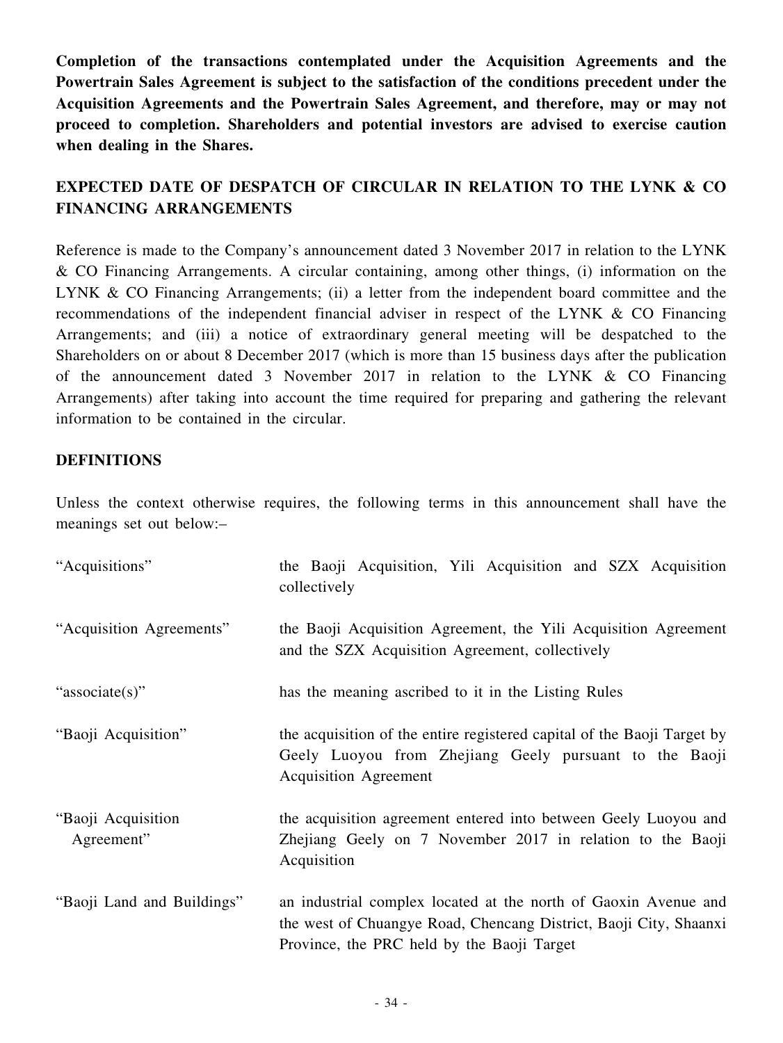**Completion of the transactions contemplated under the Acquisition Agreements and the Powertrain Sales Agreement is subject to the satisfaction of the conditions precedent under the Acquisition Agreements and the Powertrain Sales Agreement, and therefore, may or may not proceed to completion. Shareholders and potential investors are advised to exercise caution when dealing in the Shares.**

## EXPECTED DATE OF DESPATCH OF CIRCULAR IN RELATION TO THE LYNK & CO FINANCING ARRANGEMENTS

Reference is made to the Company's announcement dated 3 November 2017 in relation to the LYNK & CO Financing Arrangements. A circular containing, among other things, (i) information on the LYNK & CO Financing Arrangements; (ii) a letter from the independent board committee and the recommendations of the independent financial adviser in respect of the LYNK & CO Financing Arrangements; and (iii) a notice of extraordinary general meeting will be despatched to the Shareholders on or about 8 December 2017 (which is more than 15 business days after the publication of the announcement dated 3 November 2017 in relation to the LYNK & CO Financing Arrangements) after taking into account the time required for preparing and gathering the relevant information to be contained in the circular.

## DEFINITIONS

Unless the context otherwise requires, the following terms in this announcement shall have the meanings set out below:–

| | |
|---|---|
| "Acquisitions" | the Baoji Acquisition, Yili Acquisition and SZX Acquisition collectively |
| "Acquisition Agreements" | the Baoji Acquisition Agreement, the Yili Acquisition Agreement and the SZX Acquisition Agreement, collectively |
| "associate(s)" | has the meaning ascribed to it in the Listing Rules |
| "Baoji Acquisition" | the acquisition of the entire registered capital of the Baoji Target by Geely Luoyou from Zhejiang Geely pursuant to the Baoji Acquisition Agreement |
| "Baoji Acquisition Agreement" | the acquisition agreement entered into between Geely Luoyou and Zhejiang Geely on 7 November 2017 in relation to the Baoji Acquisition |
| "Baoji Land and Buildings" | an industrial complex located at the north of Gaoxin Avenue and the west of Chuangye Road, Chencang District, Baoji City, Shaanxi Province, the PRC held by the Baoji Target |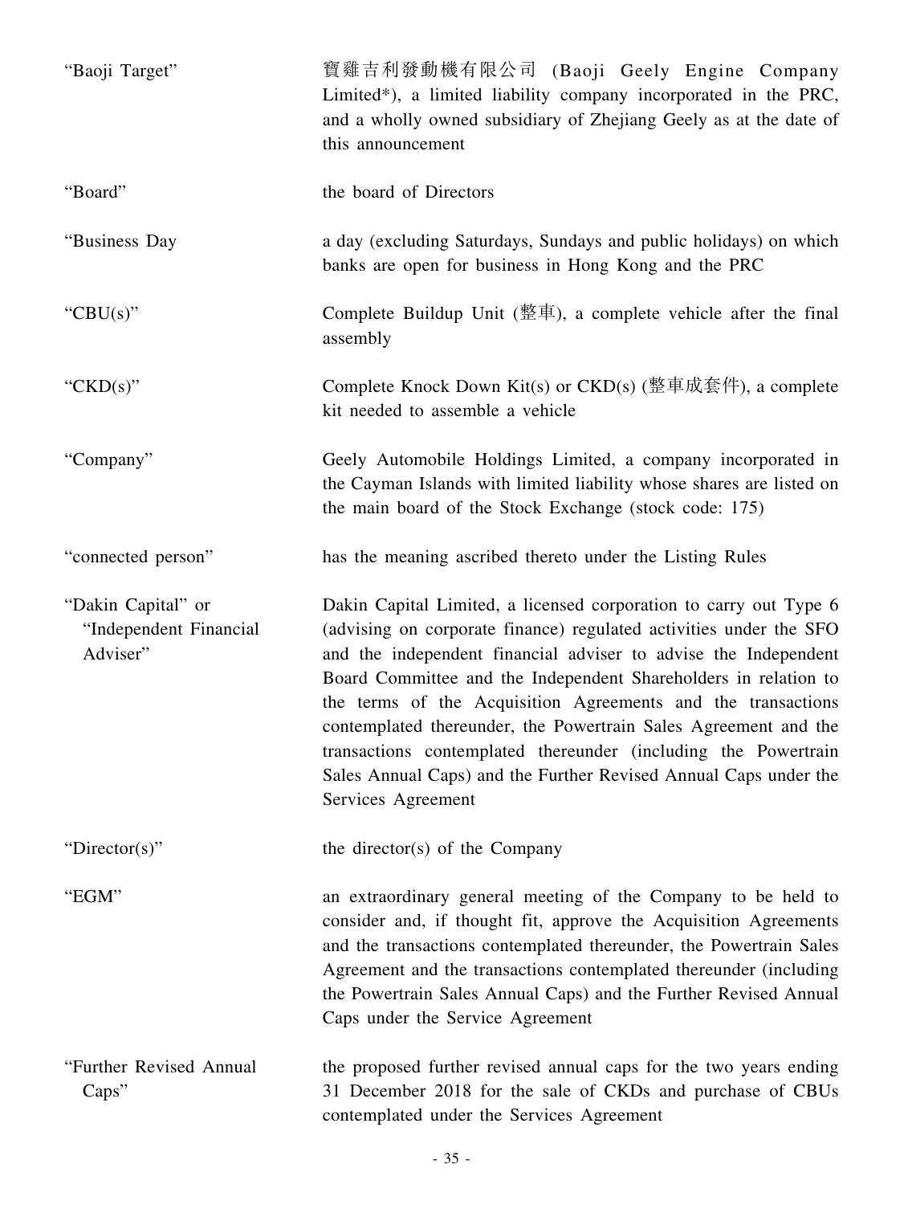| | |
|---|---|
| "Baoji Target" | 寶雞吉利發動機有限公司 (Baoji Geely Engine Company Limited*), a limited liability company incorporated in the PRC, and a wholly owned subsidiary of Zhejiang Geely as at the date of this announcement |
| "Board" | the board of Directors |
| "Business Day | a day (excluding Saturdays, Sundays and public holidays) on which banks are open for business in Hong Kong and the PRC |
| "CBU(s)" | Complete Buildup Unit (整車), a complete vehicle after the final assembly |
| "CKD(s)" | Complete Knock Down Kit(s) or CKD(s) (整車成套件), a complete kit needed to assemble a vehicle |
| "Company" | Geely Automobile Holdings Limited, a company incorporated in the Cayman Islands with limited liability whose shares are listed on the main board of the Stock Exchange (stock code: 175) |
| "connected person" | has the meaning ascribed thereto under the Listing Rules |
| "Dakin Capital" or "Independent Financial Adviser" | Dakin Capital Limited, a licensed corporation to carry out Type 6 (advising on corporate finance) regulated activities under the SFO and the independent financial adviser to advise the Independent Board Committee and the Independent Shareholders in relation to the terms of the Acquisition Agreements and the transactions contemplated thereunder, the Powertrain Sales Agreement and the transactions contemplated thereunder (including the Powertrain Sales Annual Caps) and the Further Revised Annual Caps under the Services Agreement |
| "Director(s)" | the director(s) of the Company |
| "EGM" | an extraordinary general meeting of the Company to be held to consider and, if thought fit, approve the Acquisition Agreements and the transactions contemplated thereunder, the Powertrain Sales Agreement and the transactions contemplated thereunder (including the Powertrain Sales Annual Caps) and the Further Revised Annual Caps under the Service Agreement |
| "Further Revised Annual Caps" | the proposed further revised annual caps for the two years ending 31 December 2018 for the sale of CKDs and purchase of CBUs contemplated under the Services Agreement |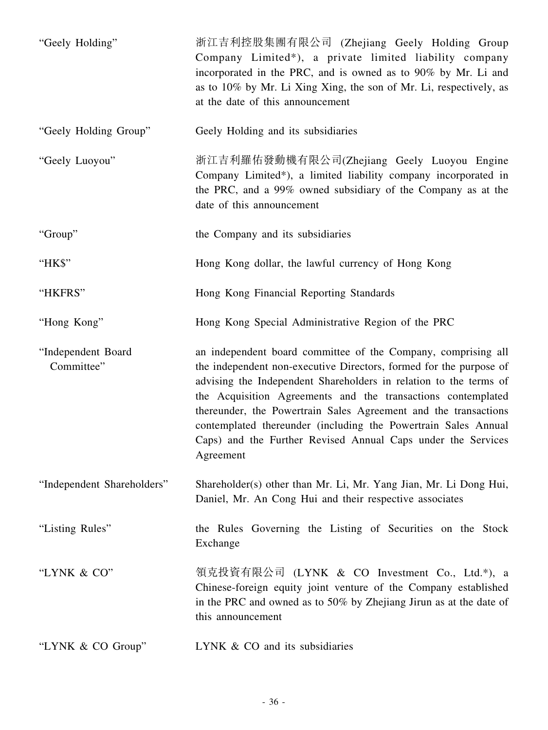| | |
|---|---|
| "Geely Holding" | 浙江吉利控股集團有限公司 (Zhejiang Geely Holding Group Company Limited*), a private limited liability company incorporated in the PRC, and is owned as to 90% by Mr. Li and as to 10% by Mr. Li Xing Xing, the son of Mr. Li, respectively, as at the date of this announcement |
| "Geely Holding Group" | Geely Holding and its subsidiaries |
| "Geely Luoyou" | 浙江吉利羅佑發動機有限公司(Zhejiang Geely Luoyou Engine Company Limited*), a limited liability company incorporated in the PRC, and a 99% owned subsidiary of the Company as at the date of this announcement |
| "Group" | the Company and its subsidiaries |
| "HK$" | Hong Kong dollar, the lawful currency of Hong Kong |
| "HKFRS" | Hong Kong Financial Reporting Standards |
| "Hong Kong" | Hong Kong Special Administrative Region of the PRC |
| "Independent Board Committee" | an independent board committee of the Company, comprising all the independent non-executive Directors, formed for the purpose of advising the Independent Shareholders in relation to the terms of the Acquisition Agreements and the transactions contemplated thereunder, the Powertrain Sales Agreement and the transactions contemplated thereunder (including the Powertrain Sales Annual Caps) and the Further Revised Annual Caps under the Services Agreement |
| "Independent Shareholders" | Shareholder(s) other than Mr. Li, Mr. Yang Jian, Mr. Li Dong Hui, Daniel, Mr. An Cong Hui and their respective associates |
| "Listing Rules" | the Rules Governing the Listing of Securities on the Stock Exchange |
| "LYNK & CO" | 領克投資有限公司 (LYNK & CO Investment Co., Ltd.*), a Chinese-foreign equity joint venture of the Company established in the PRC and owned as to 50% by Zhejiang Jirun as at the date of this announcement |
| "LYNK & CO Group" | LYNK & CO and its subsidiaries |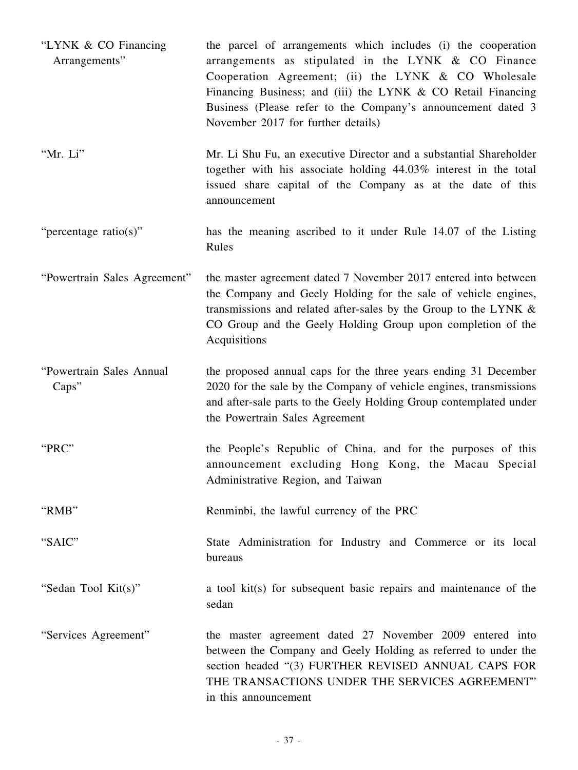| | |
|---|---|
| "LYNK & CO Financing Arrangements" | the parcel of arrangements which includes (i) the cooperation arrangements as stipulated in the LYNK & CO Finance Cooperation Agreement; (ii) the LYNK & CO Wholesale Financing Business; and (iii) the LYNK & CO Retail Financing Business (Please refer to the Company's announcement dated 3 November 2017 for further details) |
| "Mr. Li" | Mr. Li Shu Fu, an executive Director and a substantial Shareholder together with his associate holding 44.03% interest in the total issued share capital of the Company as at the date of this announcement |
| "percentage ratio(s)" | has the meaning ascribed to it under Rule 14.07 of the Listing Rules |
| "Powertrain Sales Agreement" | the master agreement dated 7 November 2017 entered into between the Company and Geely Holding for the sale of vehicle engines, transmissions and related after-sales by the Group to the LYNK & CO Group and the Geely Holding Group upon completion of the Acquisitions |
| "Powertrain Sales Annual Caps" | the proposed annual caps for the three years ending 31 December 2020 for the sale by the Company of vehicle engines, transmissions and after-sale parts to the Geely Holding Group contemplated under the Powertrain Sales Agreement |
| "PRC" | the People's Republic of China, and for the purposes of this announcement excluding Hong Kong, the Macau Special Administrative Region, and Taiwan |
| "RMB" | Renminbi, the lawful currency of the PRC |
| "SAIC" | State Administration for Industry and Commerce or its local bureaus |
| "Sedan Tool Kit(s)" | a tool kit(s) for subsequent basic repairs and maintenance of the sedan |
| "Services Agreement" | the master agreement dated 27 November 2009 entered into between the Company and Geely Holding as referred to under the section headed "(3) FURTHER REVISED ANNUAL CAPS FOR THE TRANSACTIONS UNDER THE SERVICES AGREEMENT" in this announcement |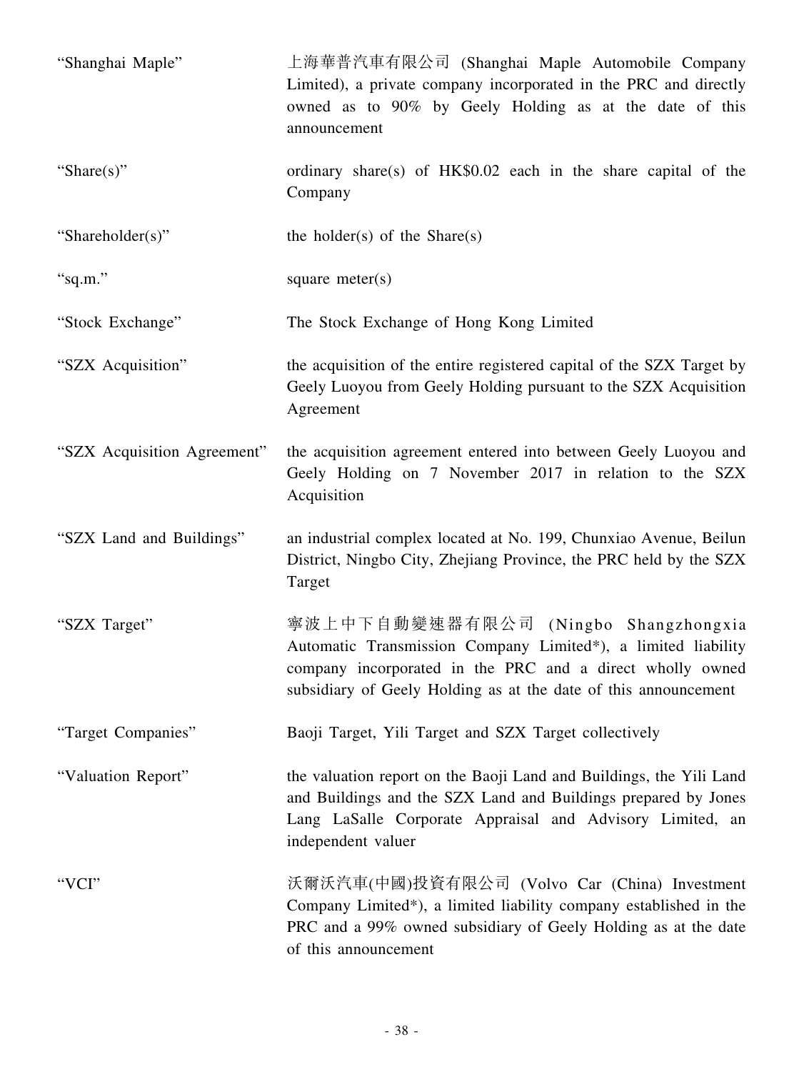| | |
|---|---|
| "Shanghai Maple" | 上海華普汽車有限公司 (Shanghai Maple Automobile Company Limited), a private company incorporated in the PRC and directly owned as to 90% by Geely Holding as at the date of this announcement |
| "Share(s)" | ordinary share(s) of HK$0.02 each in the share capital of the Company |
| "Shareholder(s)" | the holder(s) of the Share(s) |
| "sq.m." | square meter(s) |
| "Stock Exchange" | The Stock Exchange of Hong Kong Limited |
| "SZX Acquisition" | the acquisition of the entire registered capital of the SZX Target by Geely Luoyou from Geely Holding pursuant to the SZX Acquisition Agreement |
| "SZX Acquisition Agreement" | the acquisition agreement entered into between Geely Luoyou and Geely Holding on 7 November 2017 in relation to the SZX Acquisition |
| "SZX Land and Buildings" | an industrial complex located at No. 199, Chunxiao Avenue, Beilun District, Ningbo City, Zhejiang Province, the PRC held by the SZX Target |
| "SZX Target" | 寧波上中下自動變速器有限公司 (Ningbo Shangzhongxia Automatic Transmission Company Limited*), a limited liability company incorporated in the PRC and a direct wholly owned subsidiary of Geely Holding as at the date of this announcement |
| "Target Companies" | Baoji Target, Yili Target and SZX Target collectively |
| "Valuation Report" | the valuation report on the Baoji Land and Buildings, the Yili Land and Buildings and the SZX Land and Buildings prepared by Jones Lang LaSalle Corporate Appraisal and Advisory Limited, an independent valuer |
| "VCI" | 沃爾沃汽車(中國)投資有限公司 (Volvo Car (China) Investment Company Limited*), a limited liability company established in the PRC and a 99% owned subsidiary of Geely Holding as at the date of this announcement |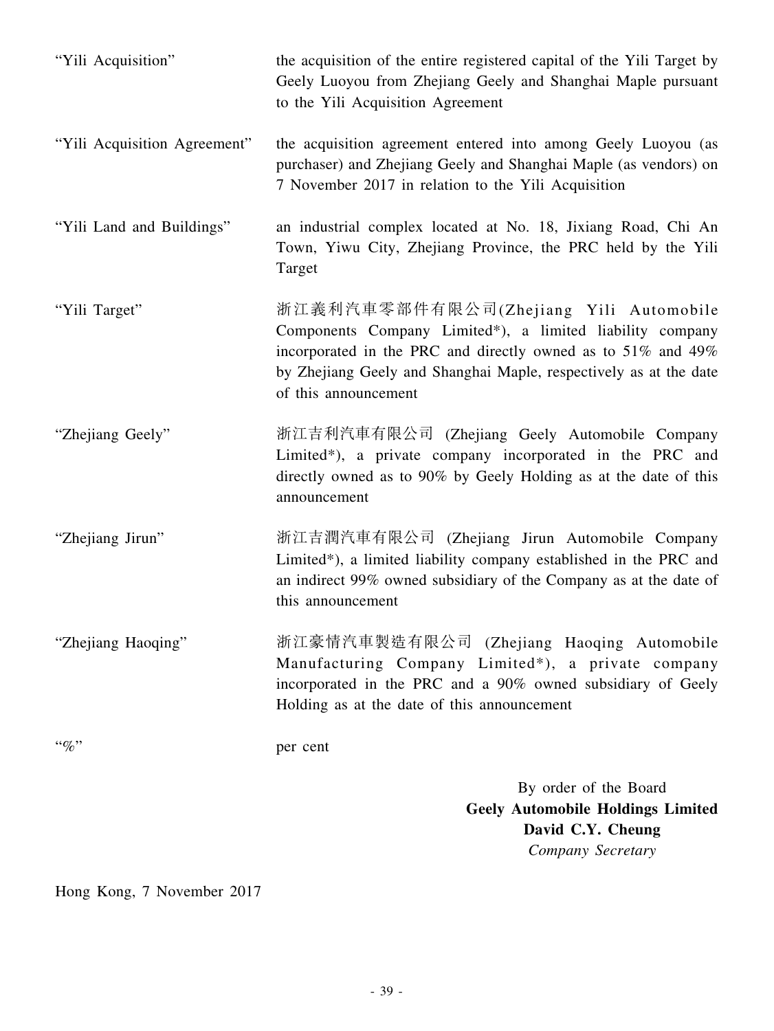| | |
|---|---|
| "Yili Acquisition" | the acquisition of the entire registered capital of the Yili Target by Geely Luoyou from Zhejiang Geely and Shanghai Maple pursuant to the Yili Acquisition Agreement |
| "Yili Acquisition Agreement" | the acquisition agreement entered into among Geely Luoyou (as purchaser) and Zhejiang Geely and Shanghai Maple (as vendors) on 7 November 2017 in relation to the Yili Acquisition |
| "Yili Land and Buildings" | an industrial complex located at No. 18, Jixiang Road, Chi An Town, Yiwu City, Zhejiang Province, the PRC held by the Yili Target |
| "Yili Target" | 浙江義利汽車零部件有限公司(Zhejiang Yili Automobile Components Company Limited*), a limited liability company incorporated in the PRC and directly owned as to 51% and 49% by Zhejiang Geely and Shanghai Maple, respectively as at the date of this announcement |
| "Zhejiang Geely" | 浙江吉利汽車有限公司 (Zhejiang Geely Automobile Company Limited*), a private company incorporated in the PRC and directly owned as to 90% by Geely Holding as at the date of this announcement |
| "Zhejiang Jirun" | 浙江吉潤汽車有限公司 (Zhejiang Jirun Automobile Company Limited*), a limited liability company established in the PRC and an indirect 99% owned subsidiary of the Company as at the date of this announcement |
| "Zhejiang Haoqing" | 浙江豪情汽車製造有限公司 (Zhejiang Haoqing Automobile Manufacturing Company Limited*), a private company incorporated in the PRC and a 90% owned subsidiary of Geely Holding as at the date of this announcement |
| "%" | per cent |

By order of the Board
**Geely Automobile Holdings Limited**
**David C.Y. Cheung**
*Company Secretary*

Hong Kong, 7 November 2017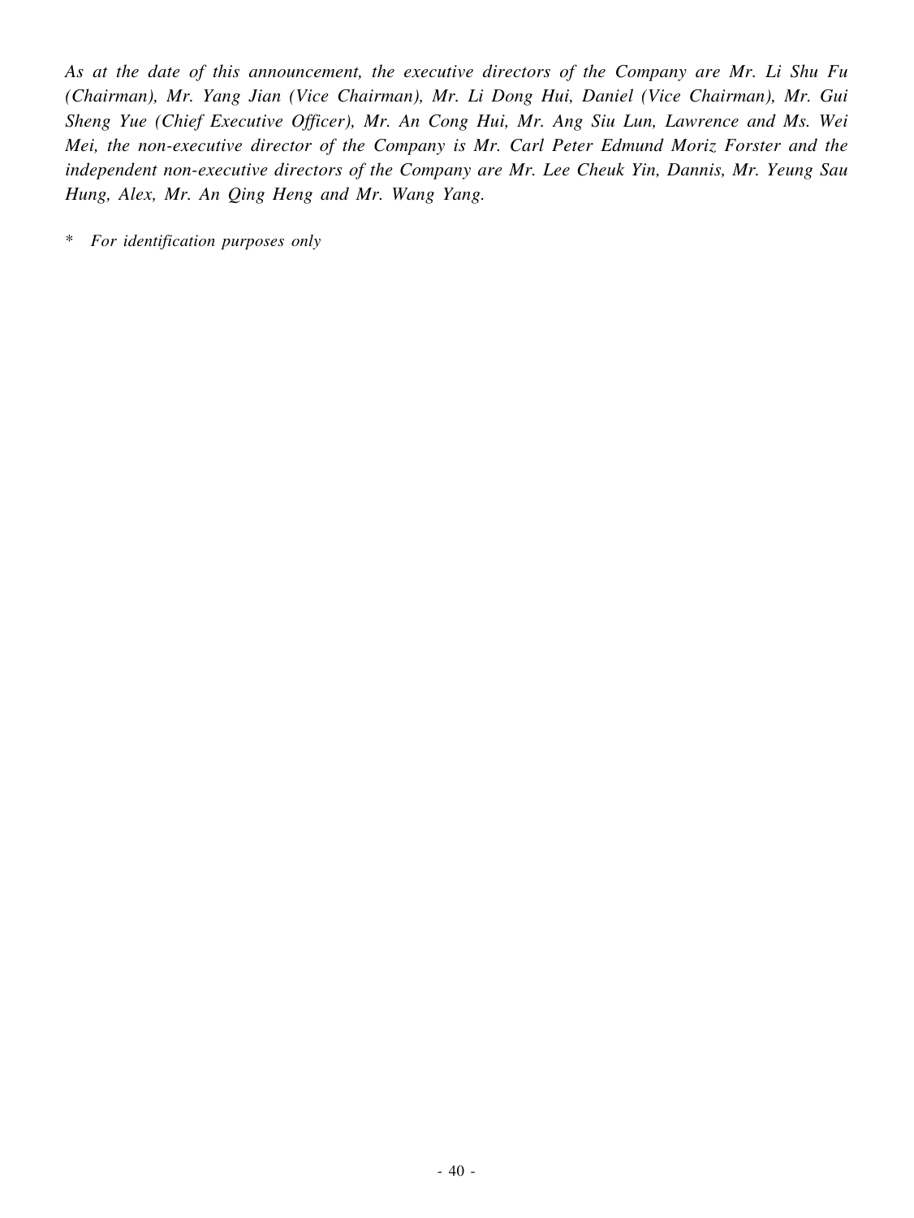*As at the date of this announcement, the executive directors of the Company are Mr. Li Shu Fu (Chairman), Mr. Yang Jian (Vice Chairman), Mr. Li Dong Hui, Daniel (Vice Chairman), Mr. Gui Sheng Yue (Chief Executive Officer), Mr. An Cong Hui, Mr. Ang Siu Lun, Lawrence and Ms. Wei Mei, the non-executive director of the Company is Mr. Carl Peter Edmund Moriz Forster and the independent non-executive directors of the Company are Mr. Lee Cheuk Yin, Dannis, Mr. Yeung Sau Hung, Alex, Mr. An Qing Heng and Mr. Wang Yang.*

\* *For identification purposes only*